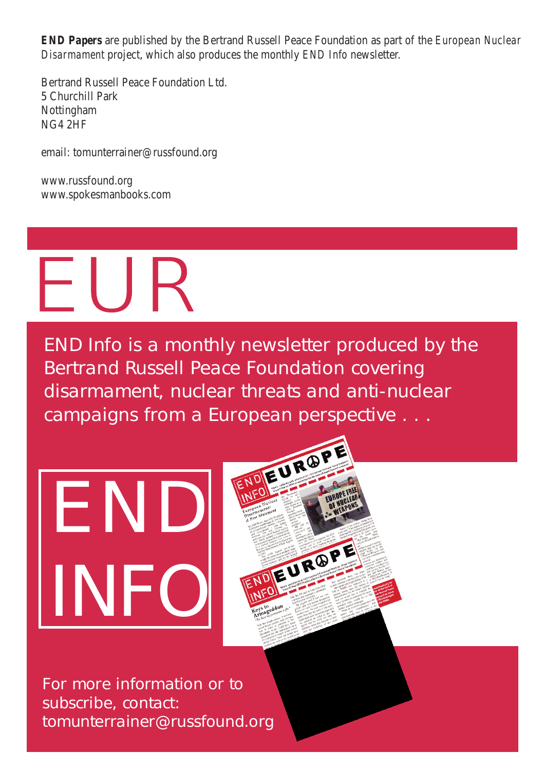**END Papers** are published by the Bertrand Russell Peace Foundation as part of the *European Nuclear Disarmament* project, which also produces the monthly *END Info* newsletter.

Bertrand Russell Peace Foundation Ltd.
5 Churchill Park
Nottingham
NG4 2HF

email: tomunterrainer@russfound.org

www.russfound.org
www.spokesmanbooks.com

EUR

END Info is a monthly newsletter produced by the Bertrand Russell Peace Foundation covering disarmament, nuclear threats and anti-nuclear campaigns from a European perspective . . .

END INFO

For more information or to subscribe, contact:
tomunterrainer@russfound.org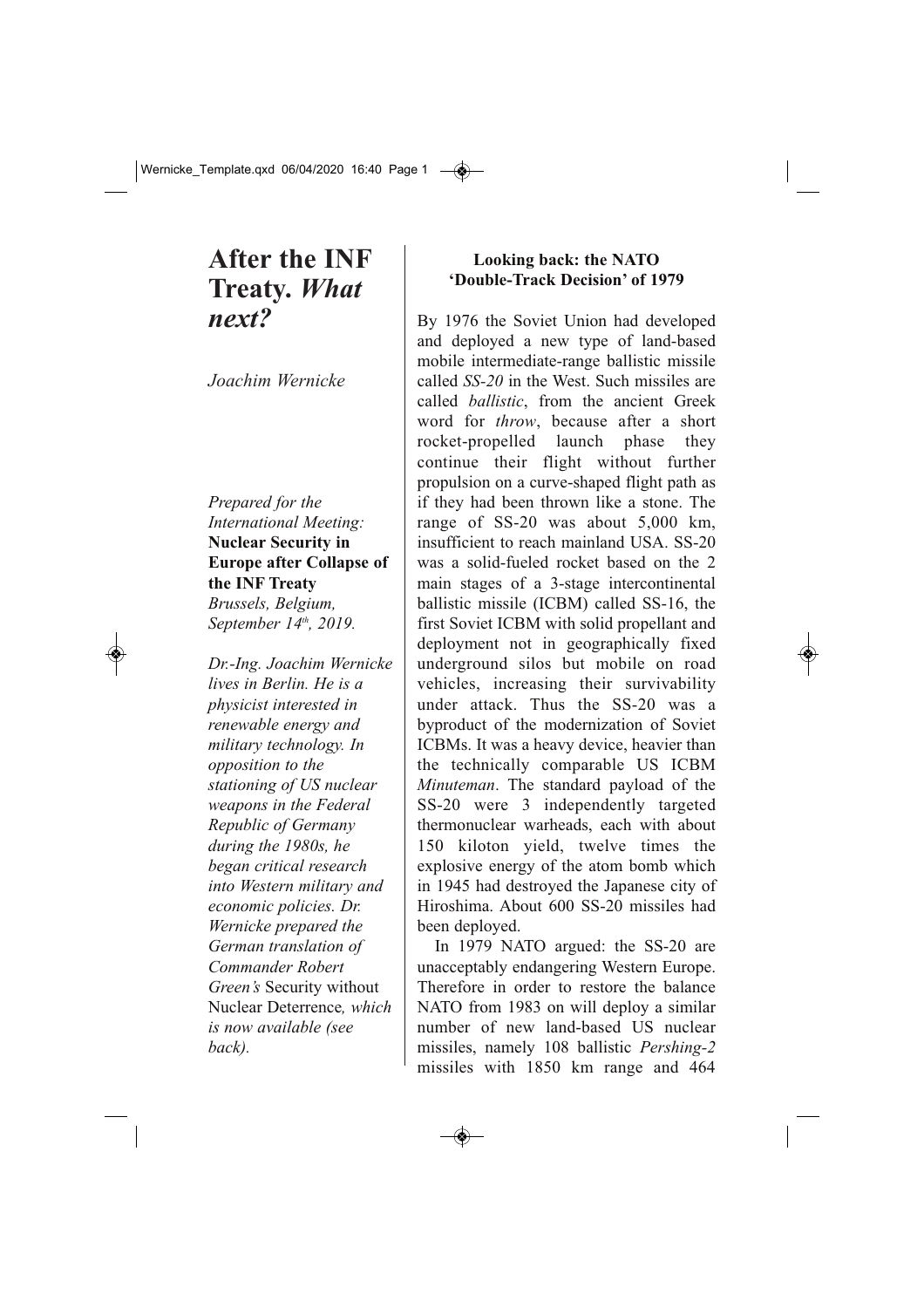# After the INF Treaty. *What next?*

*Joachim Wernicke*

*Prepared for the International Meeting:* **Nuclear Security in Europe after Collapse of the INF Treaty** *Brussels, Belgium, September 14th, 2019.*

*Dr.-Ing. Joachim Wernicke lives in Berlin. He is a physicist interested in renewable energy and military technology. In opposition to the stationing of US nuclear weapons in the Federal Republic of Germany during the 1980s, he began critical research into Western military and economic policies. Dr. Wernicke prepared the German translation of Commander Robert Green's* Security without Nuclear Deterrence*, which is now available (see back).*

## Looking back: the NATO 'Double-Track Decision' of 1979

By 1976 the Soviet Union had developed and deployed a new type of land-based mobile intermediate-range ballistic missile called *SS-20* in the West. Such missiles are called *ballistic*, from the ancient Greek word for *throw*, because after a short rocket-propelled launch phase they continue their flight without further propulsion on a curve-shaped flight path as if they had been thrown like a stone. The range of SS-20 was about 5,000 km, insufficient to reach mainland USA. SS-20 was a solid-fueled rocket based on the 2 main stages of a 3-stage intercontinental ballistic missile (ICBM) called SS-16, the first Soviet ICBM with solid propellant and deployment not in geographically fixed underground silos but mobile on road vehicles, increasing their survivability under attack. Thus the SS-20 was a byproduct of the modernization of Soviet ICBMs. It was a heavy device, heavier than the technically comparable US ICBM *Minuteman*. The standard payload of the SS-20 were 3 independently targeted thermonuclear warheads, each with about 150 kiloton yield, twelve times the explosive energy of the atom bomb which in 1945 had destroyed the Japanese city of Hiroshima. About 600 SS-20 missiles had been deployed.

In 1979 NATO argued: the SS-20 are unacceptably endangering Western Europe. Therefore in order to restore the balance NATO from 1983 on will deploy a similar number of new land-based US nuclear missiles, namely 108 ballistic *Pershing-2* missiles with 1850 km range and 464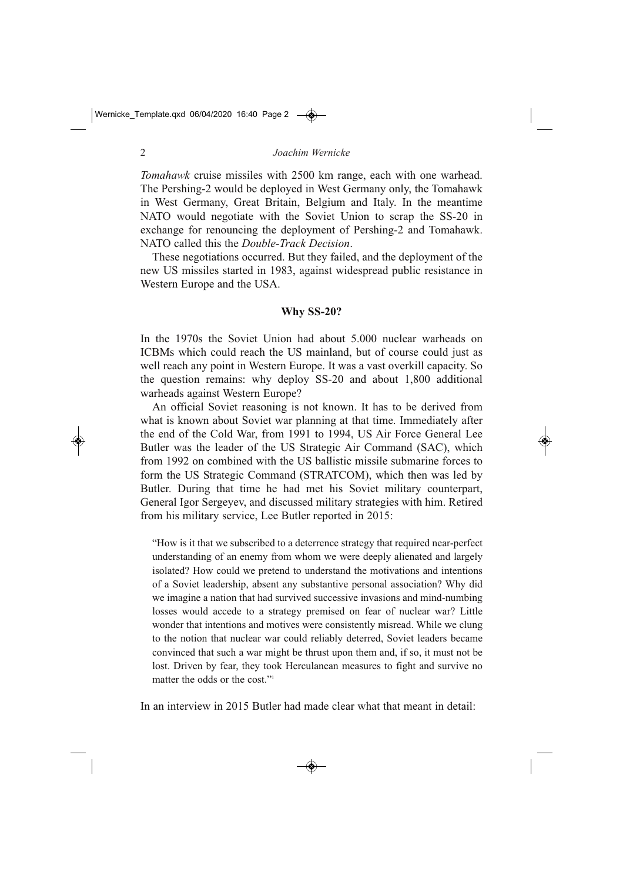*Tomahawk* cruise missiles with 2500 km range, each with one warhead. The Pershing-2 would be deployed in West Germany only, the Tomahawk in West Germany, Great Britain, Belgium and Italy. In the meantime NATO would negotiate with the Soviet Union to scrap the SS-20 in exchange for renouncing the deployment of Pershing-2 and Tomahawk. NATO called this the *Double-Track Decision*.

These negotiations occurred. But they failed, and the deployment of the new US missiles started in 1983, against widespread public resistance in Western Europe and the USA.

## Why SS-20?

In the 1970s the Soviet Union had about 5.000 nuclear warheads on ICBMs which could reach the US mainland, but of course could just as well reach any point in Western Europe. It was a vast overkill capacity. So the question remains: why deploy SS-20 and about 1,800 additional warheads against Western Europe?

An official Soviet reasoning is not known. It has to be derived from what is known about Soviet war planning at that time. Immediately after the end of the Cold War, from 1991 to 1994, US Air Force General Lee Butler was the leader of the US Strategic Air Command (SAC), which from 1992 on combined with the US ballistic missile submarine forces to form the US Strategic Command (STRATCOM), which then was led by Butler. During that time he had met his Soviet military counterpart, General Igor Sergeyev, and discussed military strategies with him. Retired from his military service, Lee Butler reported in 2015:

> "How is it that we subscribed to a deterrence strategy that required near-perfect understanding of an enemy from whom we were deeply alienated and largely isolated? How could we pretend to understand the motivations and intentions of a Soviet leadership, absent any substantive personal association? Why did we imagine a nation that had survived successive invasions and mind-numbing losses would accede to a strategy premised on fear of nuclear war? Little wonder that intentions and motives were consistently misread. While we clung to the notion that nuclear war could reliably deterred, Soviet leaders became convinced that such a war might be thrust upon them and, if so, it must not be lost. Driven by fear, they took Herculanean measures to fight and survive no matter the odds or the cost."[1]

In an interview in 2015 Butler had made clear what that meant in detail: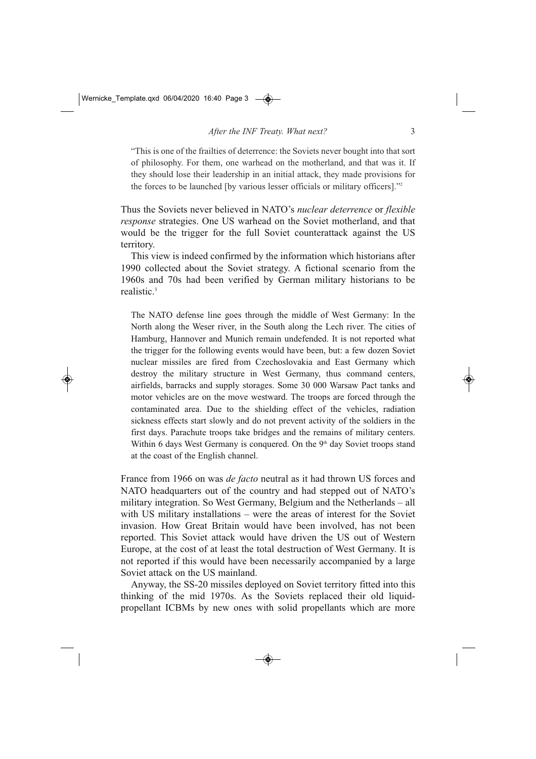> "This is one of the frailties of deterrence: the Soviets never bought into that sort of philosophy. For them, one warhead on the motherland, and that was it. If they should lose their leadership in an initial attack, they made provisions for the forces to be launched [by various lesser officials or military officers]."[2]

Thus the Soviets never believed in NATO's *nuclear deterrence* or *flexible response* strategies. One US warhead on the Soviet motherland, and that would be the trigger for the full Soviet counterattack against the US territory.

This view is indeed confirmed by the information which historians after 1990 collected about the Soviet strategy. A fictional scenario from the 1960s and 70s had been verified by German military historians to be realistic.[3]

> The NATO defense line goes through the middle of West Germany: In the North along the Weser river, in the South along the Lech river. The cities of Hamburg, Hannover and Munich remain undefended. It is not reported what the trigger for the following events would have been, but: a few dozen Soviet nuclear missiles are fired from Czechoslovakia and East Germany which destroy the military structure in West Germany, thus command centers, airfields, barracks and supply storages. Some 30 000 Warsaw Pact tanks and motor vehicles are on the move westward. The troops are forced through the contaminated area. Due to the shielding effect of the vehicles, radiation sickness effects start slowly and do not prevent activity of the soldiers in the first days. Parachute troops take bridges and the remains of military centers. Within 6 days West Germany is conquered. On the 9th day Soviet troops stand at the coast of the English channel.

France from 1966 on was *de facto* neutral as it had thrown US forces and NATO headquarters out of the country and had stepped out of NATO's military integration. So West Germany, Belgium and the Netherlands – all with US military installations – were the areas of interest for the Soviet invasion. How Great Britain would have been involved, has not been reported. This Soviet attack would have driven the US out of Western Europe, at the cost of at least the total destruction of West Germany. It is not reported if this would have been necessarily accompanied by a large Soviet attack on the US mainland.

Anyway, the SS-20 missiles deployed on Soviet territory fitted into this thinking of the mid 1970s. As the Soviets replaced their old liquid-propellant ICBMs by new ones with solid propellants which are more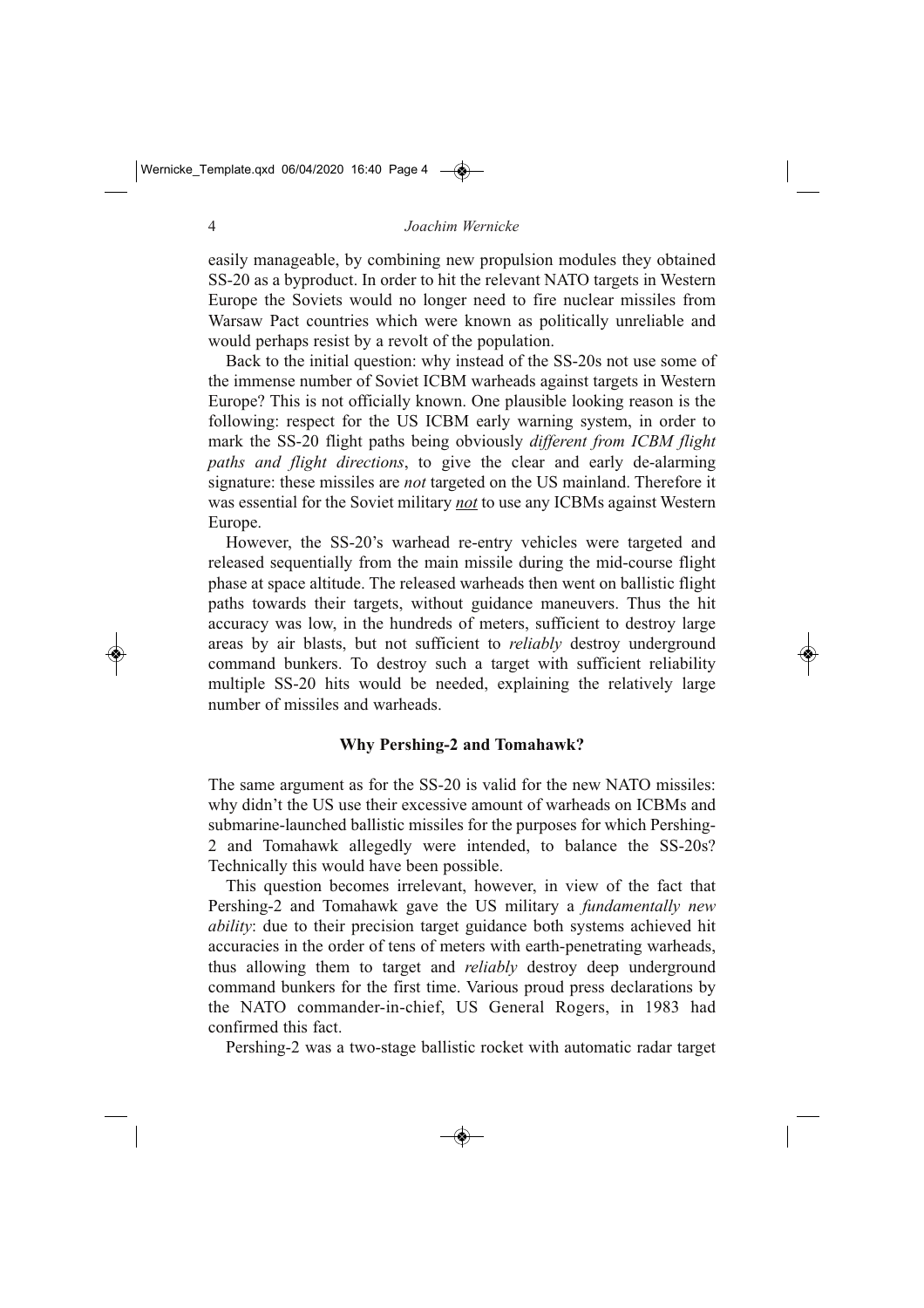easily manageable, by combining new propulsion modules they obtained SS-20 as a byproduct. In order to hit the relevant NATO targets in Western Europe the Soviets would no longer need to fire nuclear missiles from Warsaw Pact countries which were known as politically unreliable and would perhaps resist by a revolt of the population.

Back to the initial question: why instead of the SS-20s not use some of the immense number of Soviet ICBM warheads against targets in Western Europe? This is not officially known. One plausible looking reason is the following: respect for the US ICBM early warning system, in order to mark the SS-20 flight paths being obviously *different from ICBM flight paths and flight directions*, to give the clear and early de-alarming signature: these missiles are *not* targeted on the US mainland. Therefore it was essential for the Soviet military ***not*** to use any ICBMs against Western Europe.

However, the SS-20's warhead re-entry vehicles were targeted and released sequentially from the main missile during the mid-course flight phase at space altitude. The released warheads then went on ballistic flight paths towards their targets, without guidance maneuvers. Thus the hit accuracy was low, in the hundreds of meters, sufficient to destroy large areas by air blasts, but not sufficient to *reliably* destroy underground command bunkers. To destroy such a target with sufficient reliability multiple SS-20 hits would be needed, explaining the relatively large number of missiles and warheads.

## Why Pershing-2 and Tomahawk?

The same argument as for the SS-20 is valid for the new NATO missiles: why didn't the US use their excessive amount of warheads on ICBMs and submarine-launched ballistic missiles for the purposes for which Pershing-2 and Tomahawk allegedly were intended, to balance the SS-20s? Technically this would have been possible.

This question becomes irrelevant, however, in view of the fact that Pershing-2 and Tomahawk gave the US military a *fundamentally new ability*: due to their precision target guidance both systems achieved hit accuracies in the order of tens of meters with earth-penetrating warheads, thus allowing them to target and *reliably* destroy deep underground command bunkers for the first time. Various proud press declarations by the NATO commander-in-chief, US General Rogers, in 1983 had confirmed this fact.

Pershing-2 was a two-stage ballistic rocket with automatic radar target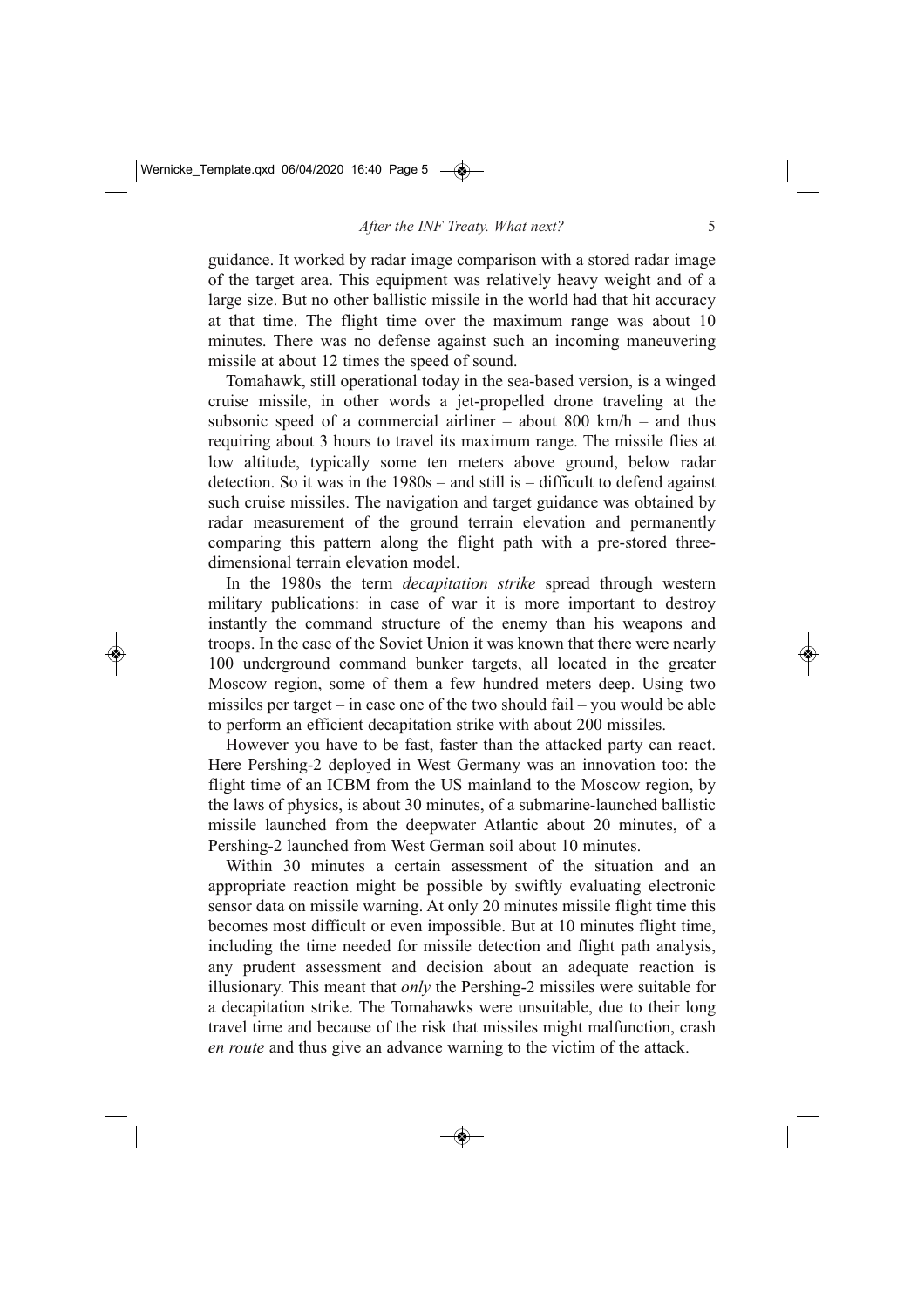guidance. It worked by radar image comparison with a stored radar image of the target area. This equipment was relatively heavy weight and of a large size. But no other ballistic missile in the world had that hit accuracy at that time. The flight time over the maximum range was about 10 minutes. There was no defense against such an incoming maneuvering missile at about 12 times the speed of sound.

Tomahawk, still operational today in the sea-based version, is a winged cruise missile, in other words a jet-propelled drone traveling at the subsonic speed of a commercial airliner – about 800 km/h – and thus requiring about 3 hours to travel its maximum range. The missile flies at low altitude, typically some ten meters above ground, below radar detection. So it was in the 1980s – and still is – difficult to defend against such cruise missiles. The navigation and target guidance was obtained by radar measurement of the ground terrain elevation and permanently comparing this pattern along the flight path with a pre-stored three-dimensional terrain elevation model.

In the 1980s the term *decapitation strike* spread through western military publications: in case of war it is more important to destroy instantly the command structure of the enemy than his weapons and troops. In the case of the Soviet Union it was known that there were nearly 100 underground command bunker targets, all located in the greater Moscow region, some of them a few hundred meters deep. Using two missiles per target – in case one of the two should fail – you would be able to perform an efficient decapitation strike with about 200 missiles.

However you have to be fast, faster than the attacked party can react. Here Pershing-2 deployed in West Germany was an innovation too: the flight time of an ICBM from the US mainland to the Moscow region, by the laws of physics, is about 30 minutes, of a submarine-launched ballistic missile launched from the deepwater Atlantic about 20 minutes, of a Pershing-2 launched from West German soil about 10 minutes.

Within 30 minutes a certain assessment of the situation and an appropriate reaction might be possible by swiftly evaluating electronic sensor data on missile warning. At only 20 minutes missile flight time this becomes most difficult or even impossible. But at 10 minutes flight time, including the time needed for missile detection and flight path analysis, any prudent assessment and decision about an adequate reaction is illusionary. This meant that *only* the Pershing-2 missiles were suitable for a decapitation strike. The Tomahawks were unsuitable, due to their long travel time and because of the risk that missiles might malfunction, crash *en route* and thus give an advance warning to the victim of the attack.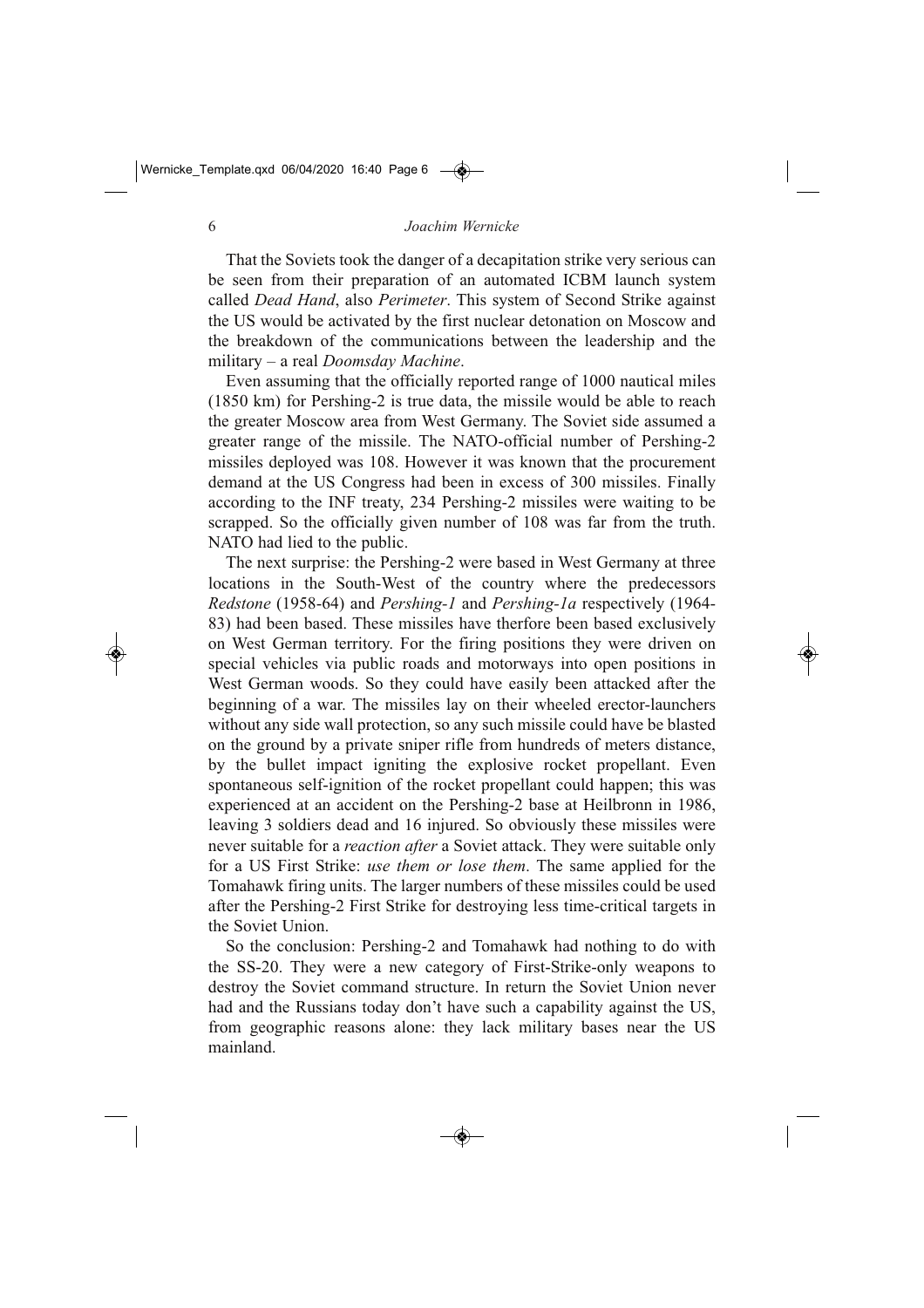That the Soviets took the danger of a decapitation strike very serious can be seen from their preparation of an automated ICBM launch system called *Dead Hand*, also *Perimeter*. This system of Second Strike against the US would be activated by the first nuclear detonation on Moscow and the breakdown of the communications between the leadership and the military – a real *Doomsday Machine*.

Even assuming that the officially reported range of 1000 nautical miles (1850 km) for Pershing-2 is true data, the missile would be able to reach the greater Moscow area from West Germany. The Soviet side assumed a greater range of the missile. The NATO-official number of Pershing-2 missiles deployed was 108. However it was known that the procurement demand at the US Congress had been in excess of 300 missiles. Finally according to the INF treaty, 234 Pershing-2 missiles were waiting to be scrapped. So the officially given number of 108 was far from the truth. NATO had lied to the public.

The next surprise: the Pershing-2 were based in West Germany at three locations in the South-West of the country where the predecessors *Redstone* (1958-64) and *Pershing-1* and *Pershing-1a* respectively (1964-83) had been based. These missiles have therfore been based exclusively on West German territory. For the firing positions they were driven on special vehicles via public roads and motorways into open positions in West German woods. So they could have easily been attacked after the beginning of a war. The missiles lay on their wheeled erector-launchers without any side wall protection, so any such missile could have be blasted on the ground by a private sniper rifle from hundreds of meters distance, by the bullet impact igniting the explosive rocket propellant. Even spontaneous self-ignition of the rocket propellant could happen; this was experienced at an accident on the Pershing-2 base at Heilbronn in 1986, leaving 3 soldiers dead and 16 injured. So obviously these missiles were never suitable for a *reaction after* a Soviet attack. They were suitable only for a US First Strike: *use them or lose them*. The same applied for the Tomahawk firing units. The larger numbers of these missiles could be used after the Pershing-2 First Strike for destroying less time-critical targets in the Soviet Union.

So the conclusion: Pershing-2 and Tomahawk had nothing to do with the SS-20. They were a new category of First-Strike-only weapons to destroy the Soviet command structure. In return the Soviet Union never had and the Russians today don't have such a capability against the US, from geographic reasons alone: they lack military bases near the US mainland.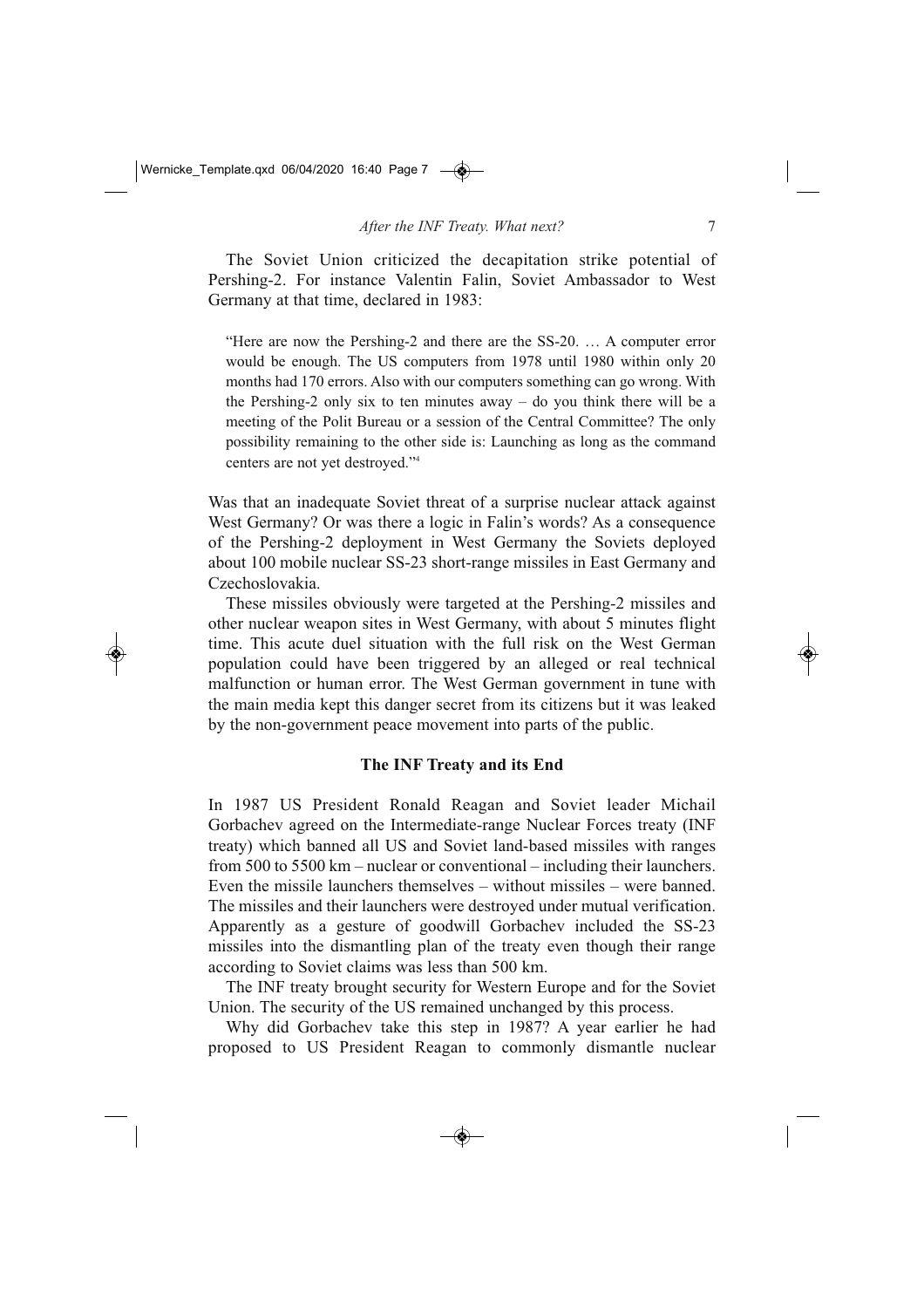The Soviet Union criticized the decapitation strike potential of Pershing-2. For instance Valentin Falin, Soviet Ambassador to West Germany at that time, declared in 1983:

> "Here are now the Pershing-2 and there are the SS-20. … A computer error would be enough. The US computers from 1978 until 1980 within only 20 months had 170 errors. Also with our computers something can go wrong. With the Pershing-2 only six to ten minutes away – do you think there will be a meeting of the Polit Bureau or a session of the Central Committee? The only possibility remaining to the other side is: Launching as long as the command centers are not yet destroyed."[4]

Was that an inadequate Soviet threat of a surprise nuclear attack against West Germany? Or was there a logic in Falin's words? As a consequence of the Pershing-2 deployment in West Germany the Soviets deployed about 100 mobile nuclear SS-23 short-range missiles in East Germany and Czechoslovakia.

These missiles obviously were targeted at the Pershing-2 missiles and other nuclear weapon sites in West Germany, with about 5 minutes flight time. This acute duel situation with the full risk on the West German population could have been triggered by an alleged or real technical malfunction or human error. The West German government in tune with the main media kept this danger secret from its citizens but it was leaked by the non-government peace movement into parts of the public.

## The INF Treaty and its End

In 1987 US President Ronald Reagan and Soviet leader Michail Gorbachev agreed on the Intermediate-range Nuclear Forces treaty (INF treaty) which banned all US and Soviet land-based missiles with ranges from 500 to 5500 km – nuclear or conventional – including their launchers. Even the missile launchers themselves – without missiles – were banned. The missiles and their launchers were destroyed under mutual verification. Apparently as a gesture of goodwill Gorbachev included the SS-23 missiles into the dismantling plan of the treaty even though their range according to Soviet claims was less than 500 km.

The INF treaty brought security for Western Europe and for the Soviet Union. The security of the US remained unchanged by this process.

Why did Gorbachev take this step in 1987? A year earlier he had proposed to US President Reagan to commonly dismantle nuclear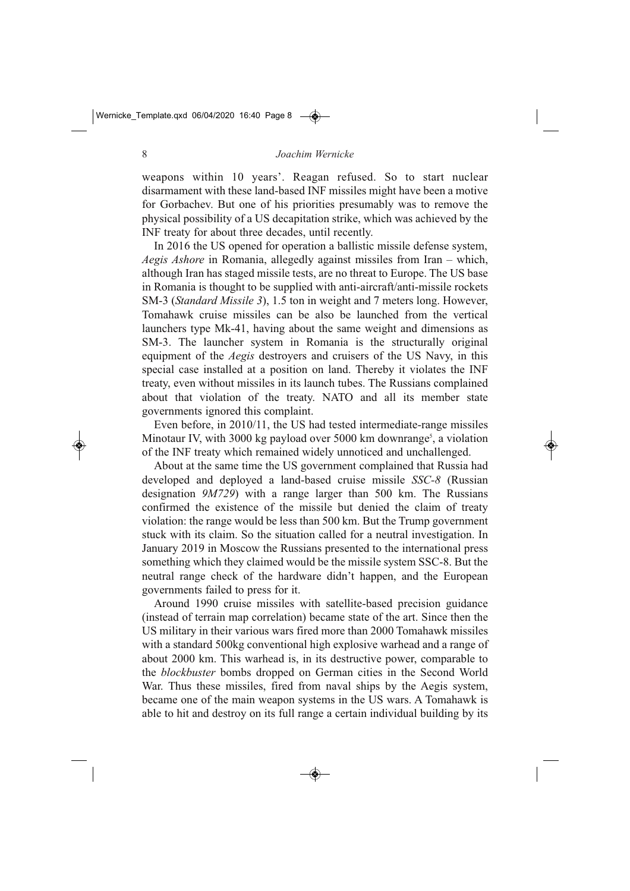weapons within 10 years'. Reagan refused. So to start nuclear disarmament with these land-based INF missiles might have been a motive for Gorbachev. But one of his priorities presumably was to remove the physical possibility of a US decapitation strike, which was achieved by the INF treaty for about three decades, until recently.

In 2016 the US opened for operation a ballistic missile defense system, *Aegis Ashore* in Romania, allegedly against missiles from Iran – which, although Iran has staged missile tests, are no threat to Europe. The US base in Romania is thought to be supplied with anti-aircraft/anti-missile rockets SM-3 (*Standard Missile 3*), 1.5 ton in weight and 7 meters long. However, Tomahawk cruise missiles can be also be launched from the vertical launchers type Mk-41, having about the same weight and dimensions as SM-3. The launcher system in Romania is the structurally original equipment of the *Aegis* destroyers and cruisers of the US Navy, in this special case installed at a position on land. Thereby it violates the INF treaty, even without missiles in its launch tubes. The Russians complained about that violation of the treaty. NATO and all its member state governments ignored this complaint.

Even before, in 2010/11, the US had tested intermediate-range missiles Minotaur IV, with 3000 kg payload over 5000 km downrange[5], a violation of the INF treaty which remained widely unnoticed and unchallenged.

About at the same time the US government complained that Russia had developed and deployed a land-based cruise missile *SSC-8* (Russian designation *9M729*) with a range larger than 500 km. The Russians confirmed the existence of the missile but denied the claim of treaty violation: the range would be less than 500 km. But the Trump government stuck with its claim. So the situation called for a neutral investigation. In January 2019 in Moscow the Russians presented to the international press something which they claimed would be the missile system SSC-8. But the neutral range check of the hardware didn't happen, and the European governments failed to press for it.

Around 1990 cruise missiles with satellite-based precision guidance (instead of terrain map correlation) became state of the art. Since then the US military in their various wars fired more than 2000 Tomahawk missiles with a standard 500kg conventional high explosive warhead and a range of about 2000 km. This warhead is, in its destructive power, comparable to the *blockbuster* bombs dropped on German cities in the Second World War. Thus these missiles, fired from naval ships by the Aegis system, became one of the main weapon systems in the US wars. A Tomahawk is able to hit and destroy on its full range a certain individual building by its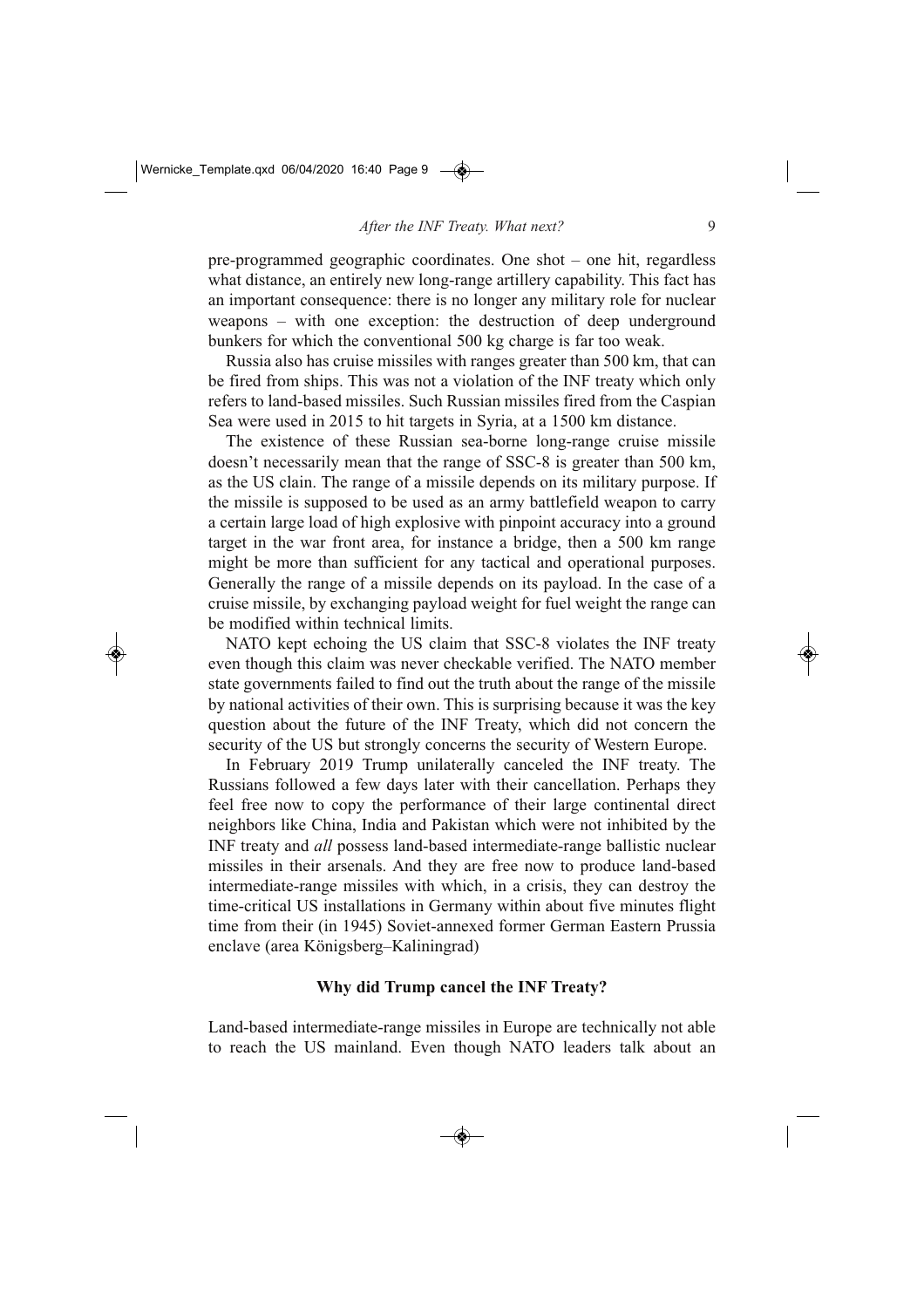pre-programmed geographic coordinates. One shot – one hit, regardless what distance, an entirely new long-range artillery capability. This fact has an important consequence: there is no longer any military role for nuclear weapons – with one exception: the destruction of deep underground bunkers for which the conventional 500 kg charge is far too weak.

Russia also has cruise missiles with ranges greater than 500 km, that can be fired from ships. This was not a violation of the INF treaty which only refers to land-based missiles. Such Russian missiles fired from the Caspian Sea were used in 2015 to hit targets in Syria, at a 1500 km distance.

The existence of these Russian sea-borne long-range cruise missile doesn't necessarily mean that the range of SSC-8 is greater than 500 km, as the US clain. The range of a missile depends on its military purpose. If the missile is supposed to be used as an army battlefield weapon to carry a certain large load of high explosive with pinpoint accuracy into a ground target in the war front area, for instance a bridge, then a 500 km range might be more than sufficient for any tactical and operational purposes. Generally the range of a missile depends on its payload. In the case of a cruise missile, by exchanging payload weight for fuel weight the range can be modified within technical limits.

NATO kept echoing the US claim that SSC-8 violates the INF treaty even though this claim was never checkable verified. The NATO member state governments failed to find out the truth about the range of the missile by national activities of their own. This is surprising because it was the key question about the future of the INF Treaty, which did not concern the security of the US but strongly concerns the security of Western Europe.

In February 2019 Trump unilaterally canceled the INF treaty. The Russians followed a few days later with their cancellation. Perhaps they feel free now to copy the performance of their large continental direct neighbors like China, India and Pakistan which were not inhibited by the INF treaty and *all* possess land-based intermediate-range ballistic nuclear missiles in their arsenals. And they are free now to produce land-based intermediate-range missiles with which, in a crisis, they can destroy the time-critical US installations in Germany within about five minutes flight time from their (in 1945) Soviet-annexed former German Eastern Prussia enclave (area Königsberg–Kaliningrad)

### Why did Trump cancel the INF Treaty?

Land-based intermediate-range missiles in Europe are technically not able to reach the US mainland. Even though NATO leaders talk about an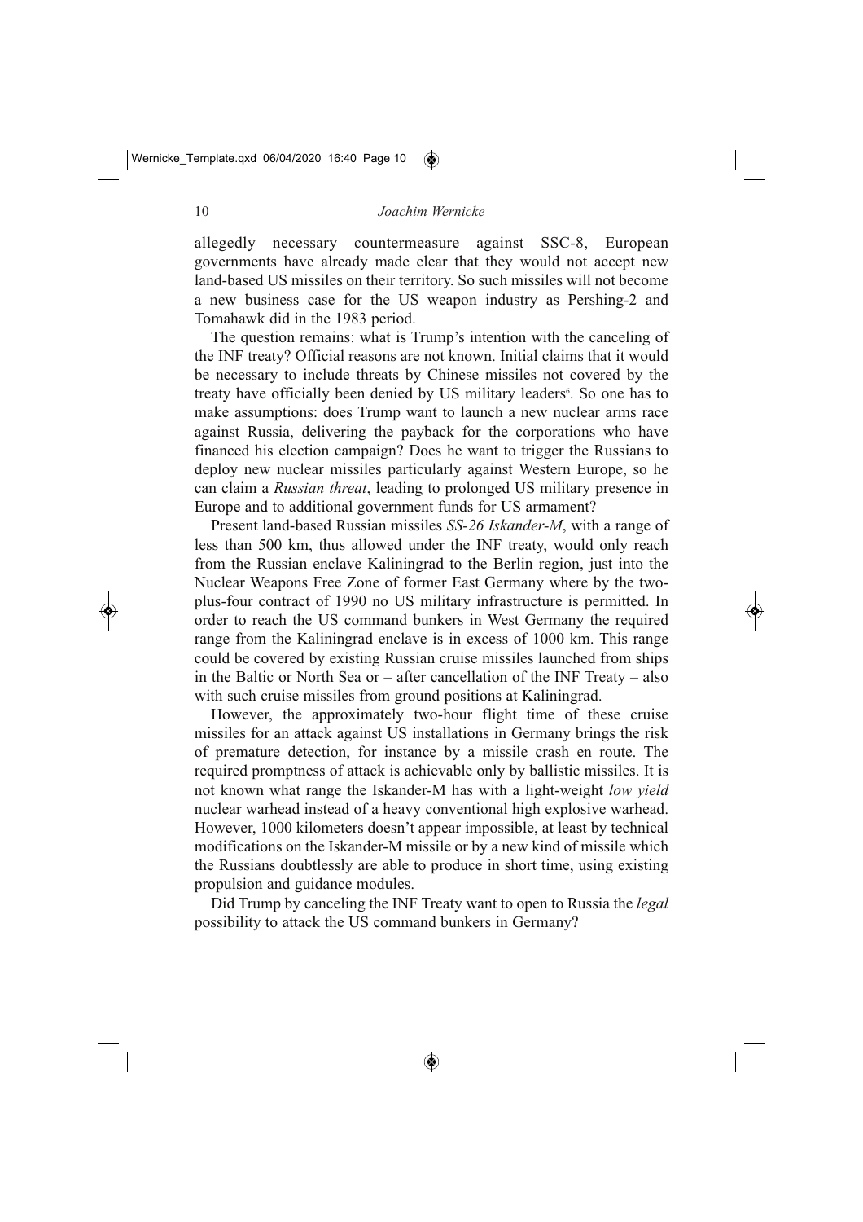allegedly necessary countermeasure against SSC-8, European governments have already made clear that they would not accept new land-based US missiles on their territory. So such missiles will not become a new business case for the US weapon industry as Pershing-2 and Tomahawk did in the 1983 period.

The question remains: what is Trump's intention with the canceling of the INF treaty? Official reasons are not known. Initial claims that it would be necessary to include threats by Chinese missiles not covered by the treaty have officially been denied by US military leaders[6]. So one has to make assumptions: does Trump want to launch a new nuclear arms race against Russia, delivering the payback for the corporations who have financed his election campaign? Does he want to trigger the Russians to deploy new nuclear missiles particularly against Western Europe, so he can claim a *Russian threat*, leading to prolonged US military presence in Europe and to additional government funds for US armament?

Present land-based Russian missiles *SS-26 Iskander-M*, with a range of less than 500 km, thus allowed under the INF treaty, would only reach from the Russian enclave Kaliningrad to the Berlin region, just into the Nuclear Weapons Free Zone of former East Germany where by the two-plus-four contract of 1990 no US military infrastructure is permitted. In order to reach the US command bunkers in West Germany the required range from the Kaliningrad enclave is in excess of 1000 km. This range could be covered by existing Russian cruise missiles launched from ships in the Baltic or North Sea or – after cancellation of the INF Treaty – also with such cruise missiles from ground positions at Kaliningrad.

However, the approximately two-hour flight time of these cruise missiles for an attack against US installations in Germany brings the risk of premature detection, for instance by a missile crash en route. The required promptness of attack is achievable only by ballistic missiles. It is not known what range the Iskander-M has with a light-weight *low yield* nuclear warhead instead of a heavy conventional high explosive warhead. However, 1000 kilometers doesn't appear impossible, at least by technical modifications on the Iskander-M missile or by a new kind of missile which the Russians doubtlessly are able to produce in short time, using existing propulsion and guidance modules.

Did Trump by canceling the INF Treaty want to open to Russia the *legal* possibility to attack the US command bunkers in Germany?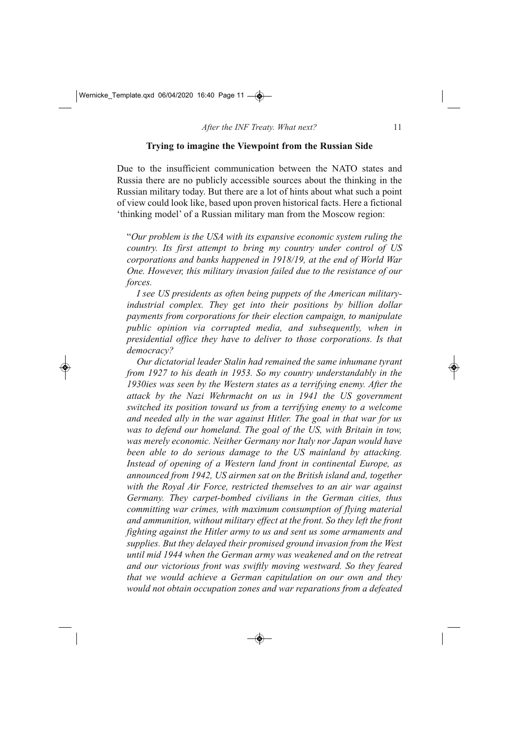### Trying to imagine the Viewpoint from the Russian Side

Due to the insufficient communication between the NATO states and Russia there are no publicly accessible sources about the thinking in the Russian military today. But there are a lot of hints about what such a point of view could look like, based upon proven historical facts. Here a fictional 'thinking model' of a Russian military man from the Moscow region:

"*Our problem is the USA with its expansive economic system ruling the country. Its first attempt to bring my country under control of US corporations and banks happened in 1918/19, at the end of World War One. However, this military invasion failed due to the resistance of our forces.*

*I see US presidents as often being puppets of the American military-industrial complex. They get into their positions by billion dollar payments from corporations for their election campaign, to manipulate public opinion via corrupted media, and subsequently, when in presidential office they have to deliver to those corporations. Is that democracy?*

*Our dictatorial leader Stalin had remained the same inhumane tyrant from 1927 to his death in 1953. So my country understandably in the 1930ies was seen by the Western states as a terrifying enemy. After the attack by the Nazi Wehrmacht on us in 1941 the US government switched its position toward us from a terrifying enemy to a welcome and needed ally in the war against Hitler. The goal in that war for us was to defend our homeland. The goal of the US, with Britain in tow, was merely economic. Neither Germany nor Italy nor Japan would have been able to do serious damage to the US mainland by attacking. Instead of opening of a Western land front in continental Europe, as announced from 1942, US airmen sat on the British island and, together with the Royal Air Force, restricted themselves to an air war against Germany. They carpet-bombed civilians in the German cities, thus committing war crimes, with maximum consumption of flying material and ammunition, without military effect at the front. So they left the front fighting against the Hitler army to us and sent us some armaments and supplies. But they delayed their promised ground invasion from the West until mid 1944 when the German army was weakened and on the retreat and our victorious front was swiftly moving westward. So they feared that we would achieve a German capitulation on our own and they would not obtain occupation zones and war reparations from a defeated*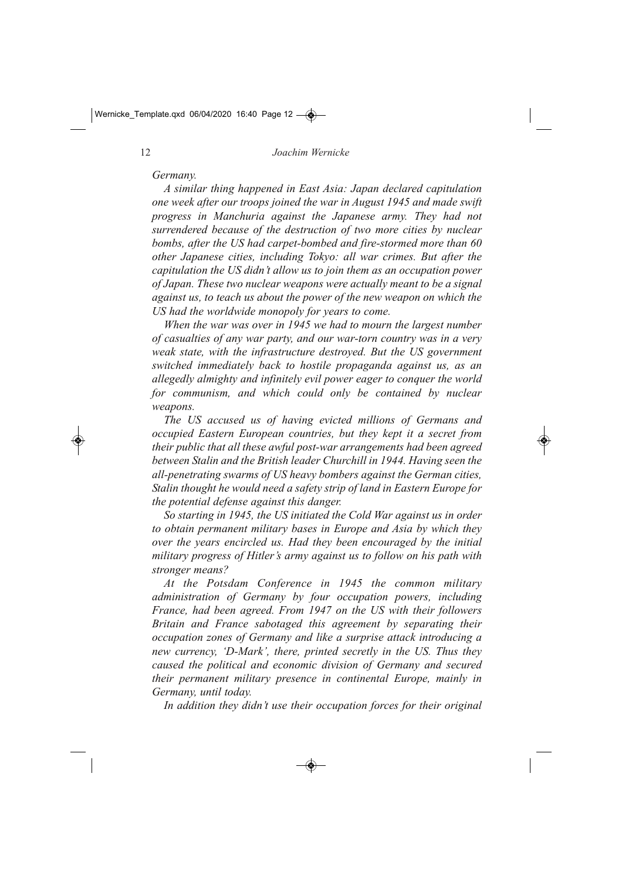*Germany.*

*A similar thing happened in East Asia: Japan declared capitulation one week after our troops joined the war in August 1945 and made swift progress in Manchuria against the Japanese army. They had not surrendered because of the destruction of two more cities by nuclear bombs, after the US had carpet-bombed and fire-stormed more than 60 other Japanese cities, including Tokyo: all war crimes. But after the capitulation the US didn't allow us to join them as an occupation power of Japan. These two nuclear weapons were actually meant to be a signal against us, to teach us about the power of the new weapon on which the US had the worldwide monopoly for years to come.*

*When the war was over in 1945 we had to mourn the largest number of casualties of any war party, and our war-torn country was in a very weak state, with the infrastructure destroyed. But the US government switched immediately back to hostile propaganda against us, as an allegedly almighty and infinitely evil power eager to conquer the world for communism, and which could only be contained by nuclear weapons.*

*The US accused us of having evicted millions of Germans and occupied Eastern European countries, but they kept it a secret from their public that all these awful post-war arrangements had been agreed between Stalin and the British leader Churchill in 1944. Having seen the all-penetrating swarms of US heavy bombers against the German cities, Stalin thought he would need a safety strip of land in Eastern Europe for the potential defense against this danger.*

*So starting in 1945, the US initiated the Cold War against us in order to obtain permanent military bases in Europe and Asia by which they over the years encircled us. Had they been encouraged by the initial military progress of Hitler's army against us to follow on his path with stronger means?*

*At the Potsdam Conference in 1945 the common military administration of Germany by four occupation powers, including France, had been agreed. From 1947 on the US with their followers Britain and France sabotaged this agreement by separating their occupation zones of Germany and like a surprise attack introducing a new currency, 'D-Mark', there, printed secretly in the US. Thus they caused the political and economic division of Germany and secured their permanent military presence in continental Europe, mainly in Germany, until today.*

*In addition they didn't use their occupation forces for their original*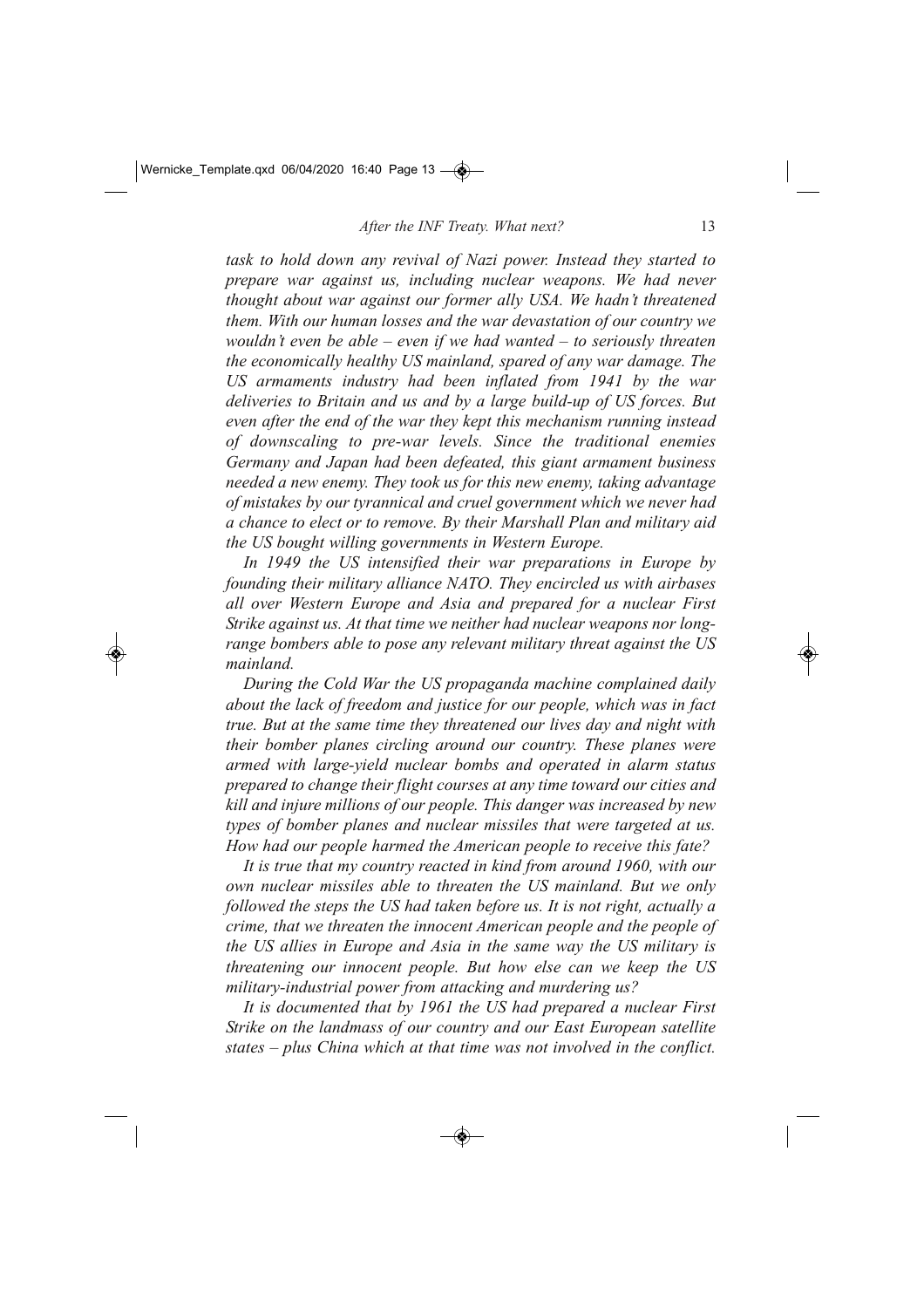*task to hold down any revival of Nazi power. Instead they started to prepare war against us, including nuclear weapons. We had never thought about war against our former ally USA. We hadn't threatened them. With our human losses and the war devastation of our country we wouldn't even be able – even if we had wanted – to seriously threaten the economically healthy US mainland, spared of any war damage. The US armaments industry had been inflated from 1941 by the war deliveries to Britain and us and by a large build-up of US forces. But even after the end of the war they kept this mechanism running instead of downscaling to pre-war levels. Since the traditional enemies Germany and Japan had been defeated, this giant armament business needed a new enemy. They took us for this new enemy, taking advantage of mistakes by our tyrannical and cruel government which we never had a chance to elect or to remove. By their Marshall Plan and military aid the US bought willing governments in Western Europe.*

*In 1949 the US intensified their war preparations in Europe by founding their military alliance NATO. They encircled us with airbases all over Western Europe and Asia and prepared for a nuclear First Strike against us. At that time we neither had nuclear weapons nor long-range bombers able to pose any relevant military threat against the US mainland.*

*During the Cold War the US propaganda machine complained daily about the lack of freedom and justice for our people, which was in fact true. But at the same time they threatened our lives day and night with their bomber planes circling around our country. These planes were armed with large-yield nuclear bombs and operated in alarm status prepared to change their flight courses at any time toward our cities and kill and injure millions of our people. This danger was increased by new types of bomber planes and nuclear missiles that were targeted at us. How had our people harmed the American people to receive this fate?*

*It is true that my country reacted in kind from around 1960, with our own nuclear missiles able to threaten the US mainland. But we only followed the steps the US had taken before us. It is not right, actually a crime, that we threaten the innocent American people and the people of the US allies in Europe and Asia in the same way the US military is threatening our innocent people. But how else can we keep the US military-industrial power from attacking and murdering us?*

*It is documented that by 1961 the US had prepared a nuclear First Strike on the landmass of our country and our East European satellite states – plus China which at that time was not involved in the conflict.*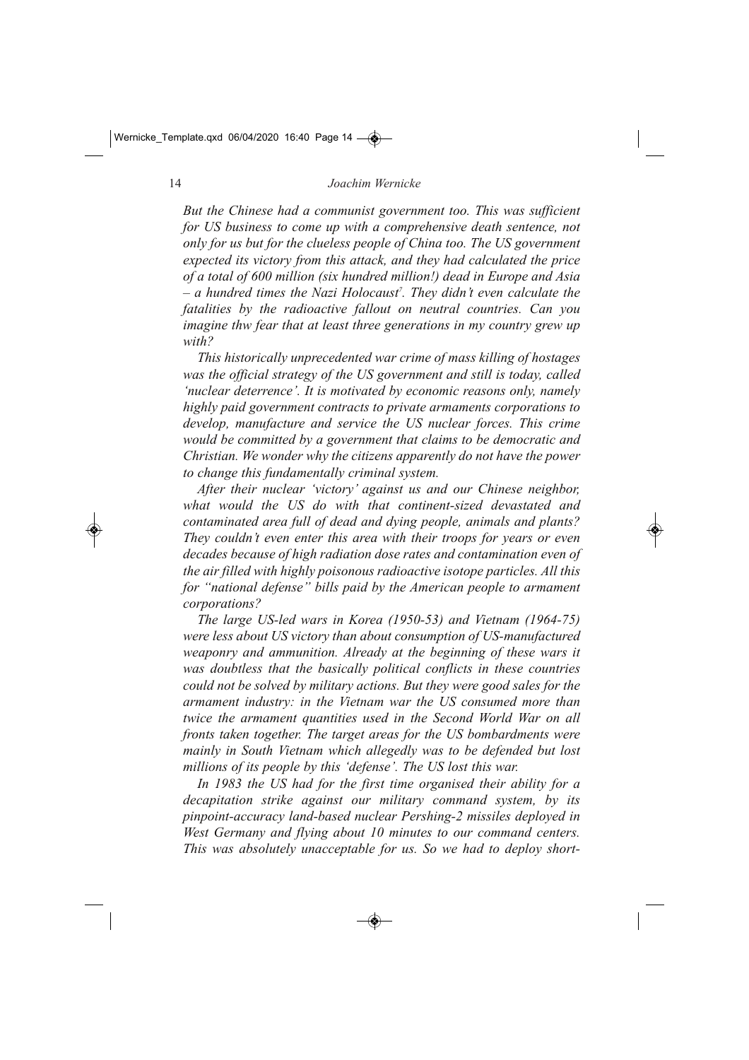*But the Chinese had a communist government too. This was sufficient for US business to come up with a comprehensive death sentence, not only for us but for the clueless people of China too. The US government expected its victory from this attack, and they had calculated the price of a total of 600 million (six hundred million!) dead in Europe and Asia – a hundred times the Nazi Holocaust[7]. They didn't even calculate the fatalities by the radioactive fallout on neutral countries. Can you imagine thw fear that at least three generations in my country grew up with?*

*This historically unprecedented war crime of mass killing of hostages was the official strategy of the US government and still is today, called 'nuclear deterrence'. It is motivated by economic reasons only, namely highly paid government contracts to private armaments corporations to develop, manufacture and service the US nuclear forces. This crime would be committed by a government that claims to be democratic and Christian. We wonder why the citizens apparently do not have the power to change this fundamentally criminal system.*

*After their nuclear 'victory' against us and our Chinese neighbor, what would the US do with that continent-sized devastated and contaminated area full of dead and dying people, animals and plants? They couldn't even enter this area with their troops for years or even decades because of high radiation dose rates and contamination even of the air filled with highly poisonous radioactive isotope particles. All this for "national defense" bills paid by the American people to armament corporations?*

*The large US-led wars in Korea (1950-53) and Vietnam (1964-75) were less about US victory than about consumption of US-manufactured weaponry and ammunition. Already at the beginning of these wars it was doubtless that the basically political conflicts in these countries could not be solved by military actions. But they were good sales for the armament industry: in the Vietnam war the US consumed more than twice the armament quantities used in the Second World War on all fronts taken together. The target areas for the US bombardments were mainly in South Vietnam which allegedly was to be defended but lost millions of its people by this 'defense'. The US lost this war.*

*In 1983 the US had for the first time organised their ability for a decapitation strike against our military command system, by its pinpoint-accuracy land-based nuclear Pershing-2 missiles deployed in West Germany and flying about 10 minutes to our command centers. This was absolutely unacceptable for us. So we had to deploy short-*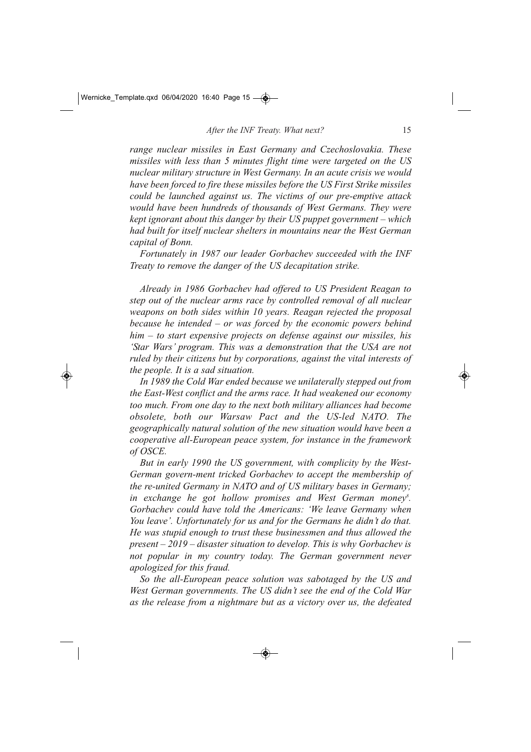*range nuclear missiles in East Germany and Czechoslovakia. These missiles with less than 5 minutes flight time were targeted on the US nuclear military structure in West Germany. In an acute crisis we would have been forced to fire these missiles before the US First Strike missiles could be launched against us. The victims of our pre-emptive attack would have been hundreds of thousands of West Germans. They were kept ignorant about this danger by their US puppet government – which had built for itself nuclear shelters in mountains near the West German capital of Bonn.*

*Fortunately in 1987 our leader Gorbachev succeeded with the INF Treaty to remove the danger of the US decapitation strike.*

*Already in 1986 Gorbachev had offered to US President Reagan to step out of the nuclear arms race by controlled removal of all nuclear weapons on both sides within 10 years. Reagan rejected the proposal because he intended – or was forced by the economic powers behind him – to start expensive projects on defense against our missiles, his 'Star Wars' program. This was a demonstration that the USA are not ruled by their citizens but by corporations, against the vital interests of the people. It is a sad situation.*

*In 1989 the Cold War ended because we unilaterally stepped out from the East-West conflict and the arms race. It had weakened our economy too much. From one day to the next both military alliances had become obsolete, both our Warsaw Pact and the US-led NATO. The geographically natural solution of the new situation would have been a cooperative all-European peace system, for instance in the framework of OSCE.*

*But in early 1990 the US government, with complicity by the West-German govern-ment tricked Gorbachev to accept the membership of the re-united Germany in NATO and of US military bases in Germany; in exchange he got hollow promises and West German money[8]. Gorbachev could have told the Americans: 'We leave Germany when You leave'. Unfortunately for us and for the Germans he didn't do that. He was stupid enough to trust these businessmen and thus allowed the present – 2019 – disaster situation to develop. This is why Gorbachev is not popular in my country today. The German government never apologized for this fraud.*

*So the all-European peace solution was sabotaged by the US and West German governments. The US didn't see the end of the Cold War as the release from a nightmare but as a victory over us, the defeated*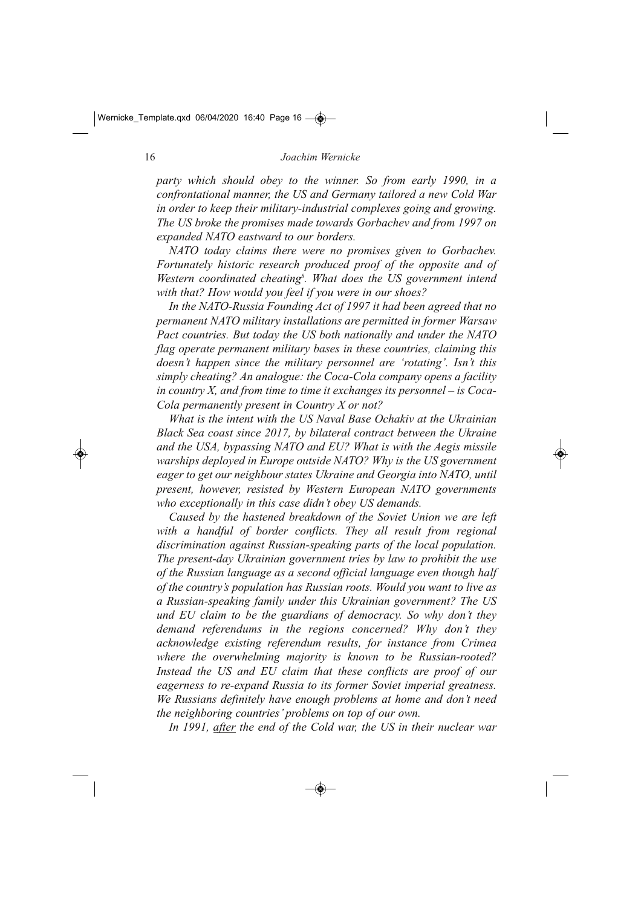*party which should obey to the winner. So from early 1990, in a confrontational manner, the US and Germany tailored a new Cold War in order to keep their military-industrial complexes going and growing. The US broke the promises made towards Gorbachev and from 1997 on expanded NATO eastward to our borders.*

*NATO today claims there were no promises given to Gorbachev. Fortunately historic research produced proof of the opposite and of Western coordinated cheating*[8]*. What does the US government intend with that? How would you feel if you were in our shoes?*

*In the NATO-Russia Founding Act of 1997 it had been agreed that no permanent NATO military installations are permitted in former Warsaw Pact countries. But today the US both nationally and under the NATO flag operate permanent military bases in these countries, claiming this doesn't happen since the military personnel are 'rotating'. Isn't this simply cheating? An analogue: the Coca-Cola company opens a facility in country X, and from time to time it exchanges its personnel – is Coca-Cola permanently present in Country X or not?*

*What is the intent with the US Naval Base Ochakiv at the Ukrainian Black Sea coast since 2017, by bilateral contract between the Ukraine and the USA, bypassing NATO and EU? What is with the Aegis missile warships deployed in Europe outside NATO? Why is the US government eager to get our neighbour states Ukraine and Georgia into NATO, until present, however, resisted by Western European NATO governments who exceptionally in this case didn't obey US demands.*

*Caused by the hastened breakdown of the Soviet Union we are left with a handful of border conflicts. They all result from regional discrimination against Russian-speaking parts of the local population. The present-day Ukrainian government tries by law to prohibit the use of the Russian language as a second official language even though half of the country's population has Russian roots. Would you want to live as a Russian-speaking family under this Ukrainian government? The US und EU claim to be the guardians of democracy. So why don't they demand referendums in the regions concerned? Why don't they acknowledge existing referendum results, for instance from Crimea where the overwhelming majority is known to be Russian-rooted? Instead the US and EU claim that these conflicts are proof of our eagerness to re-expand Russia to its former Soviet imperial greatness. We Russians definitely have enough problems at home and don't need the neighboring countries' problems on top of our own.*

*In 1991, <u>after</u> the end of the Cold war, the US in their nuclear war*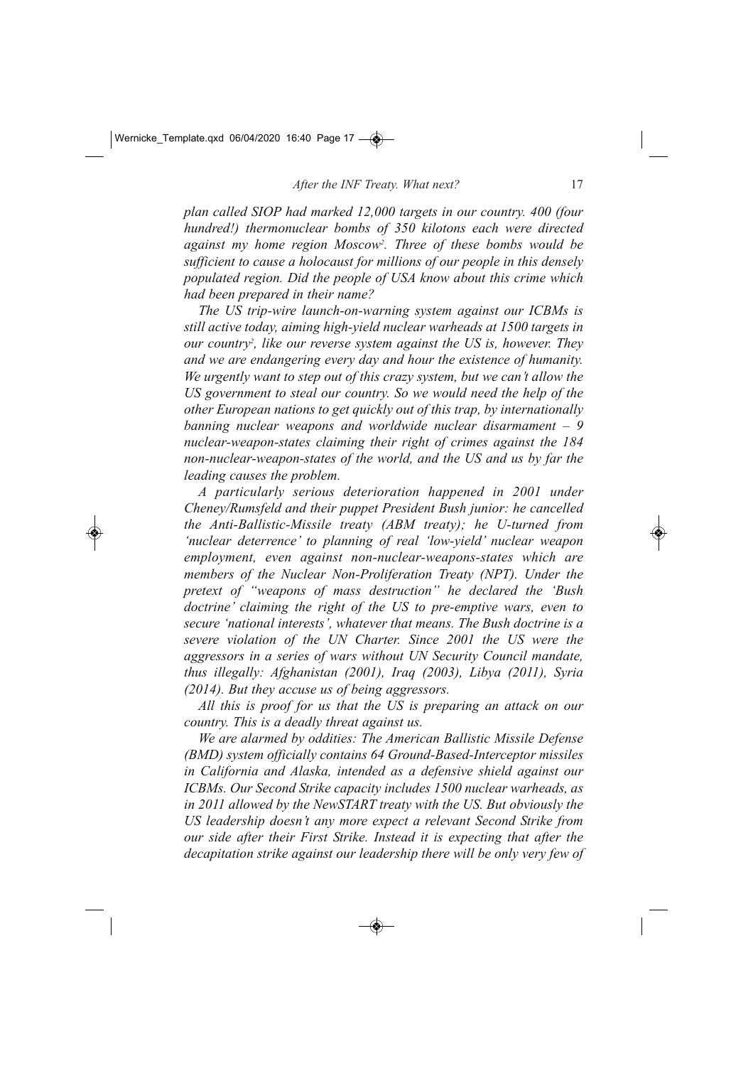*plan called SIOP had marked 12,000 targets in our country. 400 (four hundred!) thermonuclear bombs of 350 kilotons each were directed against my home region Moscow[2]. Three of these bombs would be sufficient to cause a holocaust for millions of our people in this densely populated region. Did the people of USA know about this crime which had been prepared in their name?*

*The US trip-wire launch-on-warning system against our ICBMs is still active today, aiming high-yield nuclear warheads at 1500 targets in our country[2], like our reverse system against the US is, however. They and we are endangering every day and hour the existence of humanity. We urgently want to step out of this crazy system, but we can't allow the US government to steal our country. So we would need the help of the other European nations to get quickly out of this trap, by internationally banning nuclear weapons and worldwide nuclear disarmament – 9 nuclear-weapon-states claiming their right of crimes against the 184 non-nuclear-weapon-states of the world, and the US and us by far the leading causes the problem.*

*A particularly serious deterioration happened in 2001 under Cheney/Rumsfeld and their puppet President Bush junior: he cancelled the Anti-Ballistic-Missile treaty (ABM treaty); he U-turned from 'nuclear deterrence' to planning of real 'low-yield' nuclear weapon employment, even against non-nuclear-weapons-states which are members of the Nuclear Non-Proliferation Treaty (NPT). Under the pretext of "weapons of mass destruction" he declared the 'Bush doctrine' claiming the right of the US to pre-emptive wars, even to secure 'national interests', whatever that means. The Bush doctrine is a severe violation of the UN Charter. Since 2001 the US were the aggressors in a series of wars without UN Security Council mandate, thus illegally: Afghanistan (2001), Iraq (2003), Libya (2011), Syria (2014). But they accuse us of being aggressors.*

*All this is proof for us that the US is preparing an attack on our country. This is a deadly threat against us.*

*We are alarmed by oddities: The American Ballistic Missile Defense (BMD) system officially contains 64 Ground-Based-Interceptor missiles in California and Alaska, intended as a defensive shield against our ICBMs. Our Second Strike capacity includes 1500 nuclear warheads, as in 2011 allowed by the NewSTART treaty with the US. But obviously the US leadership doesn't any more expect a relevant Second Strike from our side after their First Strike. Instead it is expecting that after the decapitation strike against our leadership there will be only very few of*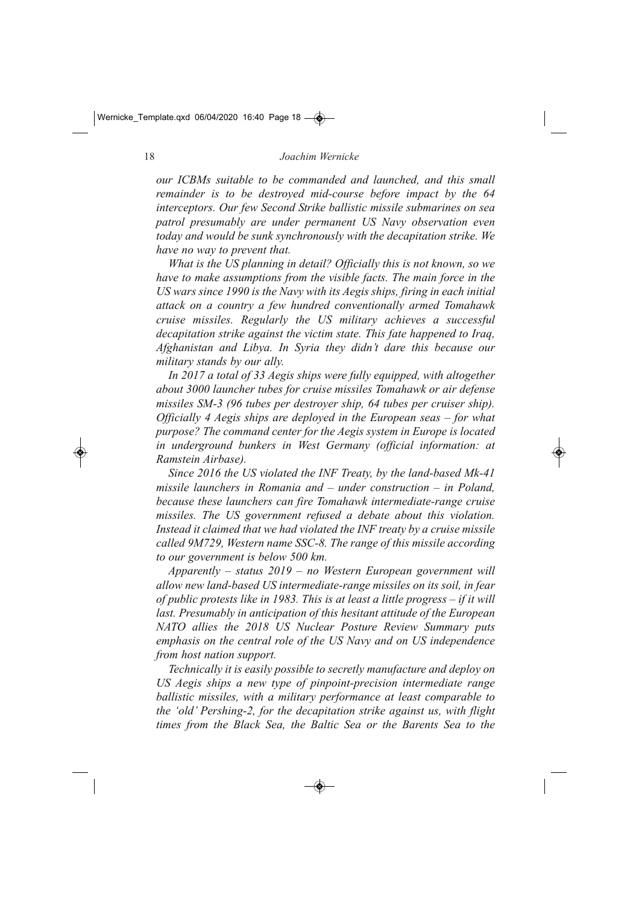*our ICBMs suitable to be commanded and launched, and this small remainder is to be destroyed mid-course before impact by the 64 interceptors. Our few Second Strike ballistic missile submarines on sea patrol presumably are under permanent US Navy observation even today and would be sunk synchronously with the decapitation strike. We have no way to prevent that.*

*What is the US planning in detail? Officially this is not known, so we have to make assumptions from the visible facts. The main force in the US wars since 1990 is the Navy with its Aegis ships, firing in each initial attack on a country a few hundred conventionally armed Tomahawk cruise missiles. Regularly the US military achieves a successful decapitation strike against the victim state. This fate happened to Iraq, Afghanistan and Libya. In Syria they didn't dare this because our military stands by our ally.*

*In 2017 a total of 33 Aegis ships were fully equipped, with altogether about 3000 launcher tubes for cruise missiles Tomahawk or air defense missiles SM-3 (96 tubes per destroyer ship, 64 tubes per cruiser ship). Officially 4 Aegis ships are deployed in the European seas – for what purpose? The command center for the Aegis system in Europe is located in underground bunkers in West Germany (official information: at Ramstein Airbase).*

*Since 2016 the US violated the INF Treaty, by the land-based Mk-41 missile launchers in Romania and – under construction – in Poland, because these launchers can fire Tomahawk intermediate-range cruise missiles. The US government refused a debate about this violation. Instead it claimed that we had violated the INF treaty by a cruise missile called 9M729, Western name SSC-8. The range of this missile according to our government is below 500 km.*

*Apparently – status 2019 – no Western European government will allow new land-based US intermediate-range missiles on its soil, in fear of public protests like in 1983. This is at least a little progress – if it will last. Presumably in anticipation of this hesitant attitude of the European NATO allies the 2018 US Nuclear Posture Review Summary puts emphasis on the central role of the US Navy and on US independence from host nation support.*

*Technically it is easily possible to secretly manufacture and deploy on US Aegis ships a new type of pinpoint-precision intermediate range ballistic missiles, with a military performance at least comparable to the 'old' Pershing-2, for the decapitation strike against us, with flight times from the Black Sea, the Baltic Sea or the Barents Sea to the*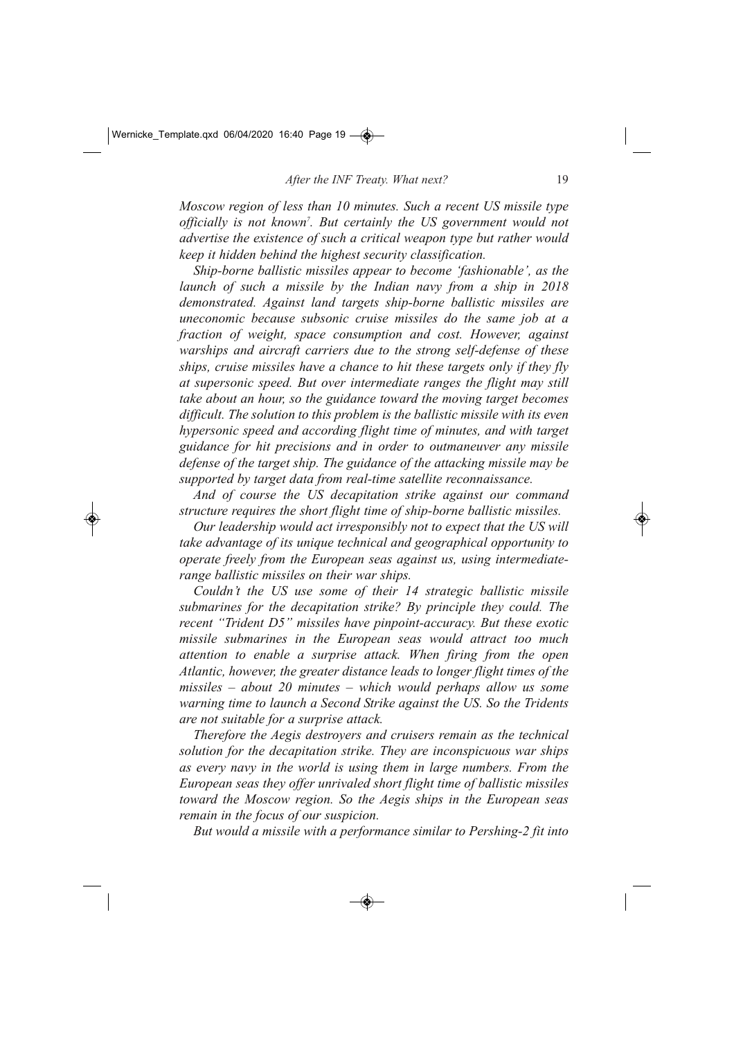*Moscow region of less than 10 minutes. Such a recent US missile type officially is not known*[7]*. But certainly the US government would not advertise the existence of such a critical weapon type but rather would keep it hidden behind the highest security classification.*

*Ship-borne ballistic missiles appear to become 'fashionable', as the launch of such a missile by the Indian navy from a ship in 2018 demonstrated. Against land targets ship-borne ballistic missiles are uneconomic because subsonic cruise missiles do the same job at a fraction of weight, space consumption and cost. However, against warships and aircraft carriers due to the strong self-defense of these ships, cruise missiles have a chance to hit these targets only if they fly at supersonic speed. But over intermediate ranges the flight may still take about an hour, so the guidance toward the moving target becomes difficult. The solution to this problem is the ballistic missile with its even hypersonic speed and according flight time of minutes, and with target guidance for hit precisions and in order to outmaneuver any missile defense of the target ship. The guidance of the attacking missile may be supported by target data from real-time satellite reconnaissance.*

*And of course the US decapitation strike against our command structure requires the short flight time of ship-borne ballistic missiles.*

*Our leadership would act irresponsibly not to expect that the US will take advantage of its unique technical and geographical opportunity to operate freely from the European seas against us, using intermediate-range ballistic missiles on their war ships.*

*Couldn't the US use some of their 14 strategic ballistic missile submarines for the decapitation strike? By principle they could. The recent "Trident D5" missiles have pinpoint-accuracy. But these exotic missile submarines in the European seas would attract too much attention to enable a surprise attack. When firing from the open Atlantic, however, the greater distance leads to longer flight times of the missiles – about 20 minutes – which would perhaps allow us some warning time to launch a Second Strike against the US. So the Tridents are not suitable for a surprise attack.*

*Therefore the Aegis destroyers and cruisers remain as the technical solution for the decapitation strike. They are inconspicuous war ships as every navy in the world is using them in large numbers. From the European seas they offer unrivaled short flight time of ballistic missiles toward the Moscow region. So the Aegis ships in the European seas remain in the focus of our suspicion.*

*But would a missile with a performance similar to Pershing-2 fit into*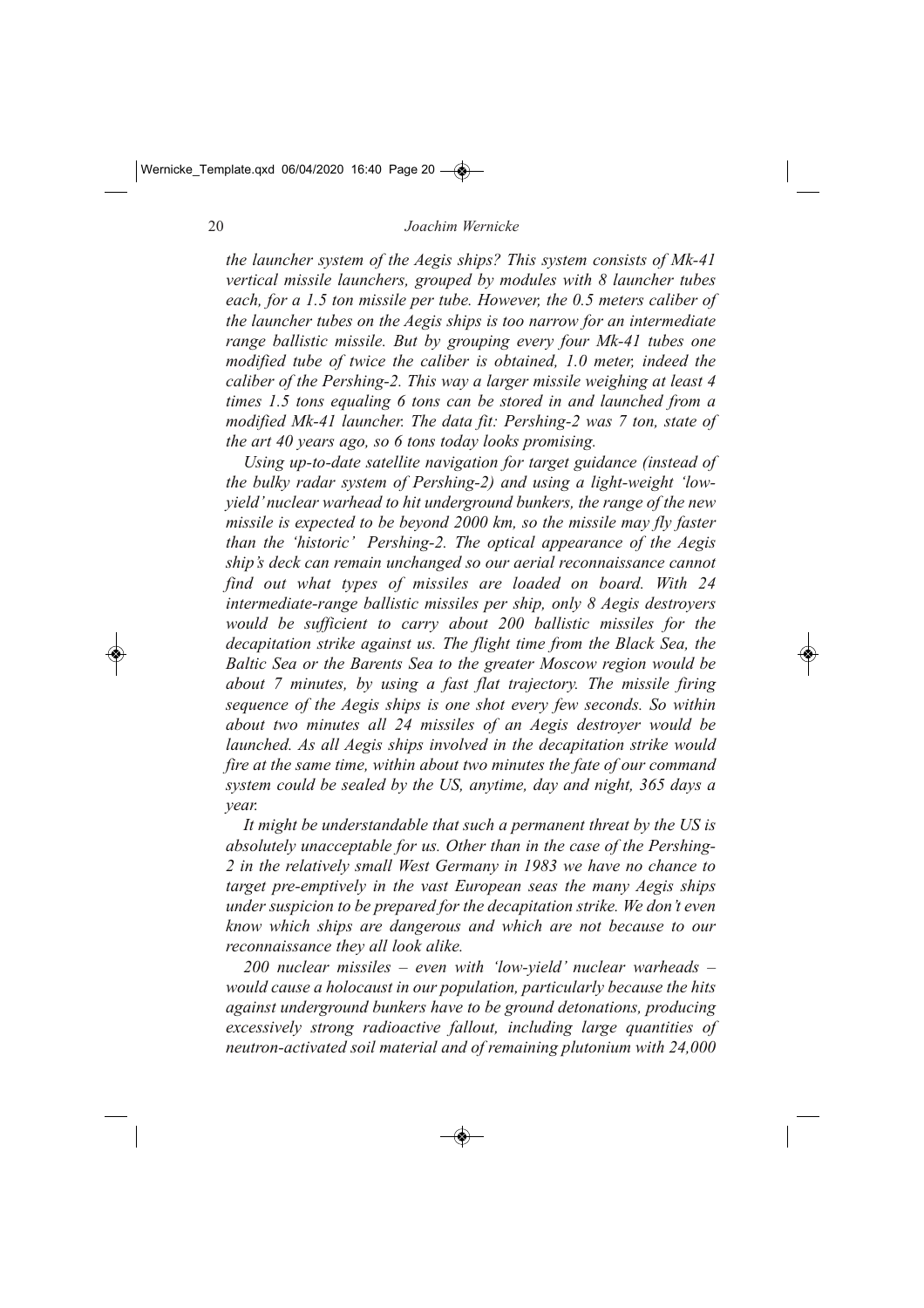*the launcher system of the Aegis ships? This system consists of Mk-41 vertical missile launchers, grouped by modules with 8 launcher tubes each, for a 1.5 ton missile per tube. However, the 0.5 meters caliber of the launcher tubes on the Aegis ships is too narrow for an intermediate range ballistic missile. But by grouping every four Mk-41 tubes one modified tube of twice the caliber is obtained, 1.0 meter, indeed the caliber of the Pershing-2. This way a larger missile weighing at least 4 times 1.5 tons equaling 6 tons can be stored in and launched from a modified Mk-41 launcher. The data fit: Pershing-2 was 7 ton, state of the art 40 years ago, so 6 tons today looks promising.*

*Using up-to-date satellite navigation for target guidance (instead of the bulky radar system of Pershing-2) and using a light-weight 'low-yield' nuclear warhead to hit underground bunkers, the range of the new missile is expected to be beyond 2000 km, so the missile may fly faster than the 'historic' Pershing-2. The optical appearance of the Aegis ship's deck can remain unchanged so our aerial reconnaissance cannot find out what types of missiles are loaded on board. With 24 intermediate-range ballistic missiles per ship, only 8 Aegis destroyers would be sufficient to carry about 200 ballistic missiles for the decapitation strike against us. The flight time from the Black Sea, the Baltic Sea or the Barents Sea to the greater Moscow region would be about 7 minutes, by using a fast flat trajectory. The missile firing sequence of the Aegis ships is one shot every few seconds. So within about two minutes all 24 missiles of an Aegis destroyer would be launched. As all Aegis ships involved in the decapitation strike would fire at the same time, within about two minutes the fate of our command system could be sealed by the US, anytime, day and night, 365 days a year.*

*It might be understandable that such a permanent threat by the US is absolutely unacceptable for us. Other than in the case of the Pershing-2 in the relatively small West Germany in 1983 we have no chance to target pre-emptively in the vast European seas the many Aegis ships under suspicion to be prepared for the decapitation strike. We don't even know which ships are dangerous and which are not because to our reconnaissance they all look alike.*

*200 nuclear missiles – even with 'low-yield' nuclear warheads – would cause a holocaust in our population, particularly because the hits against underground bunkers have to be ground detonations, producing excessively strong radioactive fallout, including large quantities of neutron-activated soil material and of remaining plutonium with 24,000*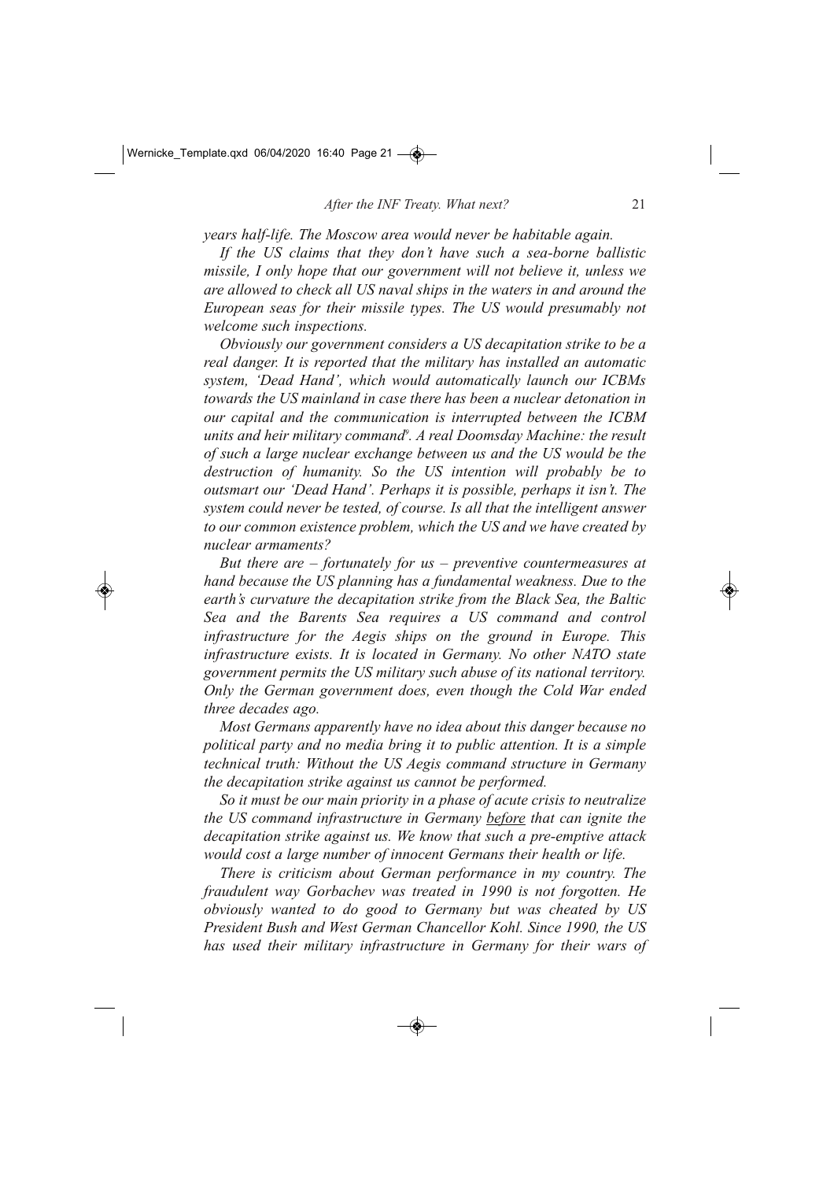*years half-life. The Moscow area would never be habitable again.*

*If the US claims that they don't have such a sea-borne ballistic missile, I only hope that our government will not believe it, unless we are allowed to check all US naval ships in the waters in and around the European seas for their missile types. The US would presumably not welcome such inspections.*

*Obviously our government considers a US decapitation strike to be a real danger. It is reported that the military has installed an automatic system, 'Dead Hand', which would automatically launch our ICBMs towards the US mainland in case there has been a nuclear detonation in our capital and the communication is interrupted between the ICBM units and heir military command*[9]*. A real Doomsday Machine: the result of such a large nuclear exchange between us and the US would be the destruction of humanity. So the US intention will probably be to outsmart our 'Dead Hand'. Perhaps it is possible, perhaps it isn't. The system could never be tested, of course. Is all that the intelligent answer to our common existence problem, which the US and we have created by nuclear armaments?*

*But there are – fortunately for us – preventive countermeasures at hand because the US planning has a fundamental weakness. Due to the earth's curvature the decapitation strike from the Black Sea, the Baltic Sea and the Barents Sea requires a US command and control infrastructure for the Aegis ships on the ground in Europe. This infrastructure exists. It is located in Germany. No other NATO state government permits the US military such abuse of its national territory. Only the German government does, even though the Cold War ended three decades ago.*

*Most Germans apparently have no idea about this danger because no political party and no media bring it to public attention. It is a simple technical truth: Without the US Aegis command structure in Germany the decapitation strike against us cannot be performed.*

*So it must be our main priority in a phase of acute crisis to neutralize the US command infrastructure in Germany <u>before</u> that can ignite the decapitation strike against us. We know that such a pre-emptive attack would cost a large number of innocent Germans their health or life.*

*There is criticism about German performance in my country. The fraudulent way Gorbachev was treated in 1990 is not forgotten. He obviously wanted to do good to Germany but was cheated by US President Bush and West German Chancellor Kohl. Since 1990, the US has used their military infrastructure in Germany for their wars of*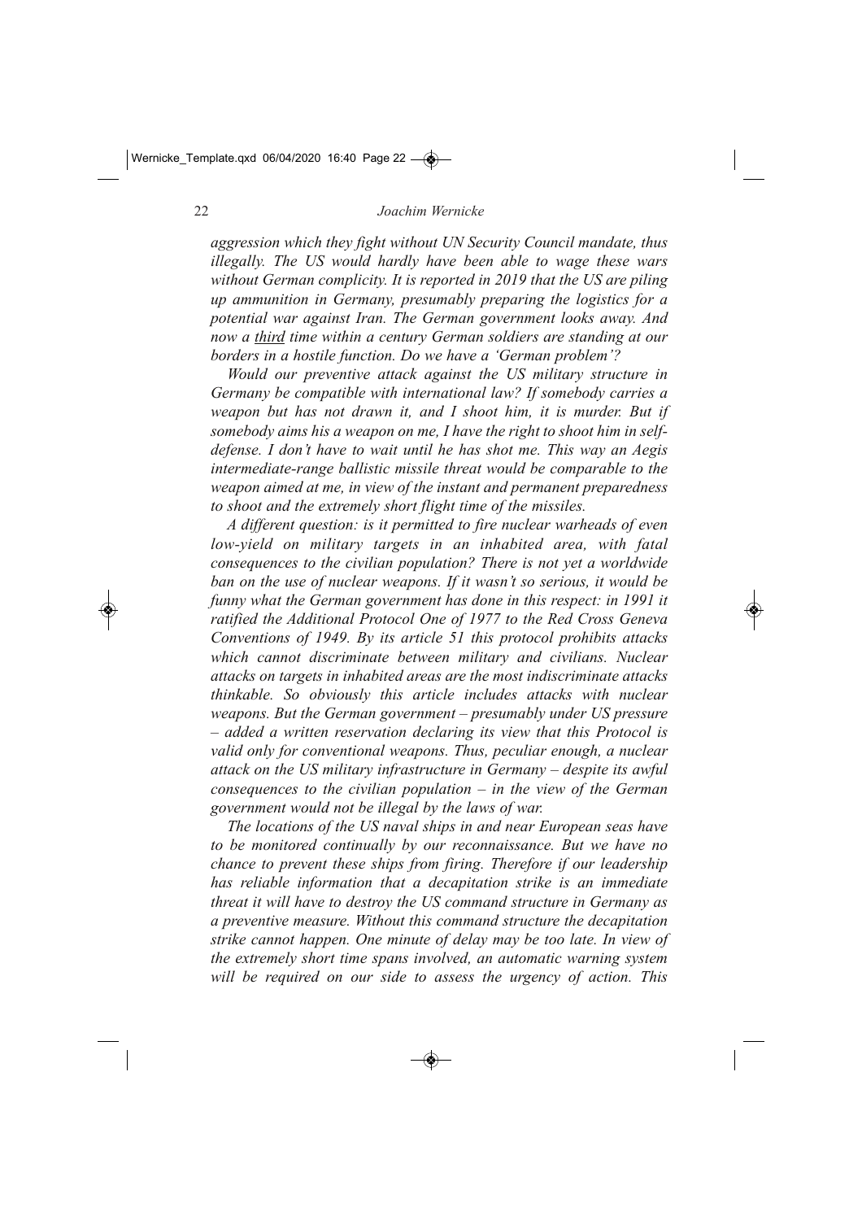*aggression which they fight without UN Security Council mandate, thus illegally. The US would hardly have been able to wage these wars without German complicity. It is reported in 2019 that the US are piling up ammunition in Germany, presumably preparing the logistics for a potential war against Iran. The German government looks away. And now a <u>third</u> time within a century German soldiers are standing at our borders in a hostile function. Do we have a 'German problem'?*

*Would our preventive attack against the US military structure in Germany be compatible with international law? If somebody carries a weapon but has not drawn it, and I shoot him, it is murder. But if somebody aims his a weapon on me, I have the right to shoot him in self-defense. I don't have to wait until he has shot me. This way an Aegis intermediate-range ballistic missile threat would be comparable to the weapon aimed at me, in view of the instant and permanent preparedness to shoot and the extremely short flight time of the missiles.*

*A different question: is it permitted to fire nuclear warheads of even low-yield on military targets in an inhabited area, with fatal consequences to the civilian population? There is not yet a worldwide ban on the use of nuclear weapons. If it wasn't so serious, it would be funny what the German government has done in this respect: in 1991 it ratified the Additional Protocol One of 1977 to the Red Cross Geneva Conventions of 1949. By its article 51 this protocol prohibits attacks which cannot discriminate between military and civilians. Nuclear attacks on targets in inhabited areas are the most indiscriminate attacks thinkable. So obviously this article includes attacks with nuclear weapons. But the German government – presumably under US pressure – added a written reservation declaring its view that this Protocol is valid only for conventional weapons. Thus, peculiar enough, a nuclear attack on the US military infrastructure in Germany – despite its awful consequences to the civilian population – in the view of the German government would not be illegal by the laws of war.*

*The locations of the US naval ships in and near European seas have to be monitored continually by our reconnaissance. But we have no chance to prevent these ships from firing. Therefore if our leadership has reliable information that a decapitation strike is an immediate threat it will have to destroy the US command structure in Germany as a preventive measure. Without this command structure the decapitation strike cannot happen. One minute of delay may be too late. In view of the extremely short time spans involved, an automatic warning system will be required on our side to assess the urgency of action. This*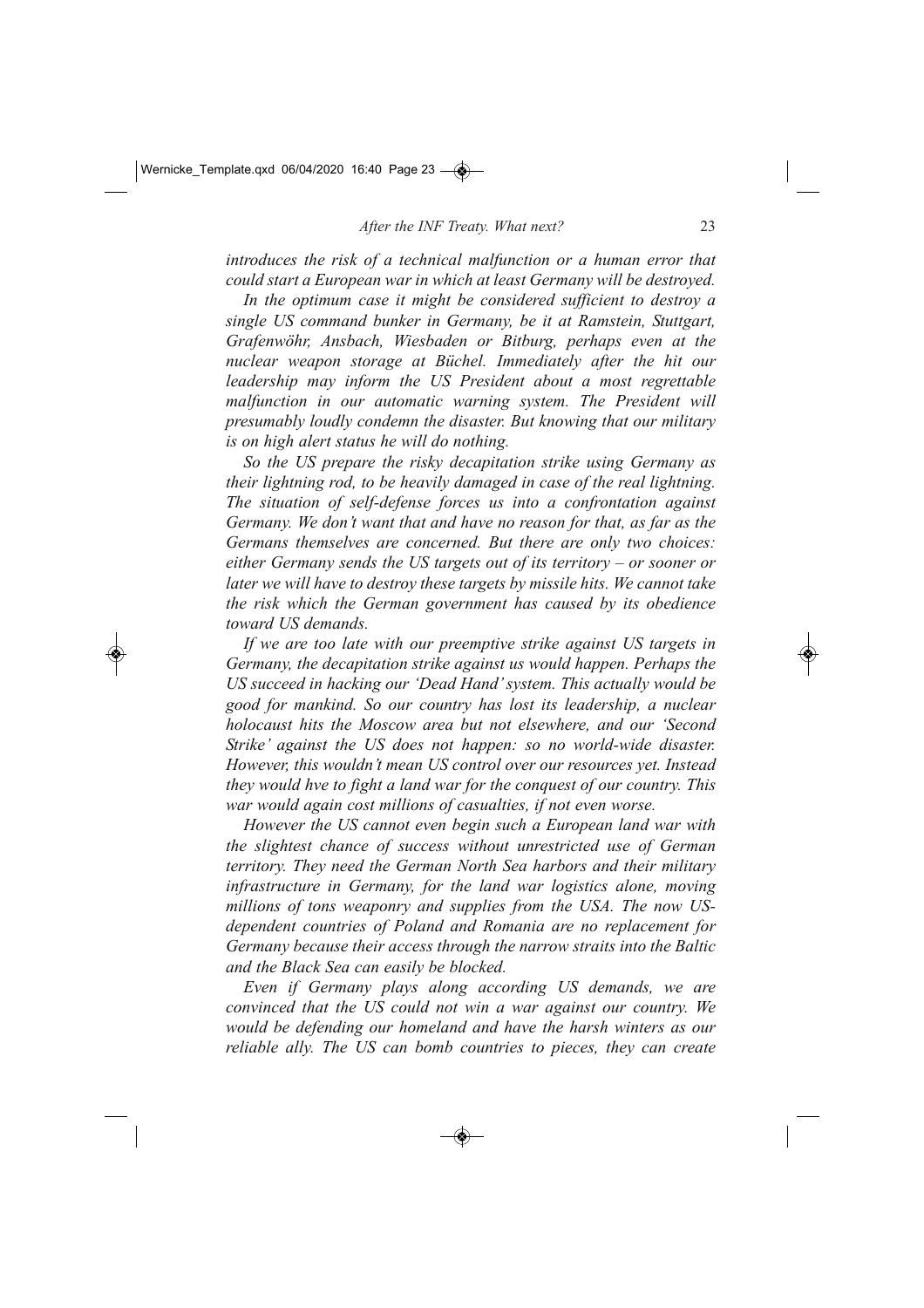*introduces the risk of a technical malfunction or a human error that could start a European war in which at least Germany will be destroyed.*

*In the optimum case it might be considered sufficient to destroy a single US command bunker in Germany, be it at Ramstein, Stuttgart, Grafenwöhr, Ansbach, Wiesbaden or Bitburg, perhaps even at the nuclear weapon storage at Büchel. Immediately after the hit our leadership may inform the US President about a most regrettable malfunction in our automatic warning system. The President will presumably loudly condemn the disaster. But knowing that our military is on high alert status he will do nothing.*

*So the US prepare the risky decapitation strike using Germany as their lightning rod, to be heavily damaged in case of the real lightning. The situation of self-defense forces us into a confrontation against Germany. We don't want that and have no reason for that, as far as the Germans themselves are concerned. But there are only two choices: either Germany sends the US targets out of its territory – or sooner or later we will have to destroy these targets by missile hits. We cannot take the risk which the German government has caused by its obedience toward US demands.*

*If we are too late with our preemptive strike against US targets in Germany, the decapitation strike against us would happen. Perhaps the US succeed in hacking our 'Dead Hand' system. This actually would be good for mankind. So our country has lost its leadership, a nuclear holocaust hits the Moscow area but not elsewhere, and our 'Second Strike' against the US does not happen: so no world-wide disaster. However, this wouldn't mean US control over our resources yet. Instead they would hve to fight a land war for the conquest of our country. This war would again cost millions of casualties, if not even worse.*

*However the US cannot even begin such a European land war with the slightest chance of success without unrestricted use of German territory. They need the German North Sea harbors and their military infrastructure in Germany, for the land war logistics alone, moving millions of tons weaponry and supplies from the USA. The now US-dependent countries of Poland and Romania are no replacement for Germany because their access through the narrow straits into the Baltic and the Black Sea can easily be blocked.*

*Even if Germany plays along according US demands, we are convinced that the US could not win a war against our country. We would be defending our homeland and have the harsh winters as our reliable ally. The US can bomb countries to pieces, they can create*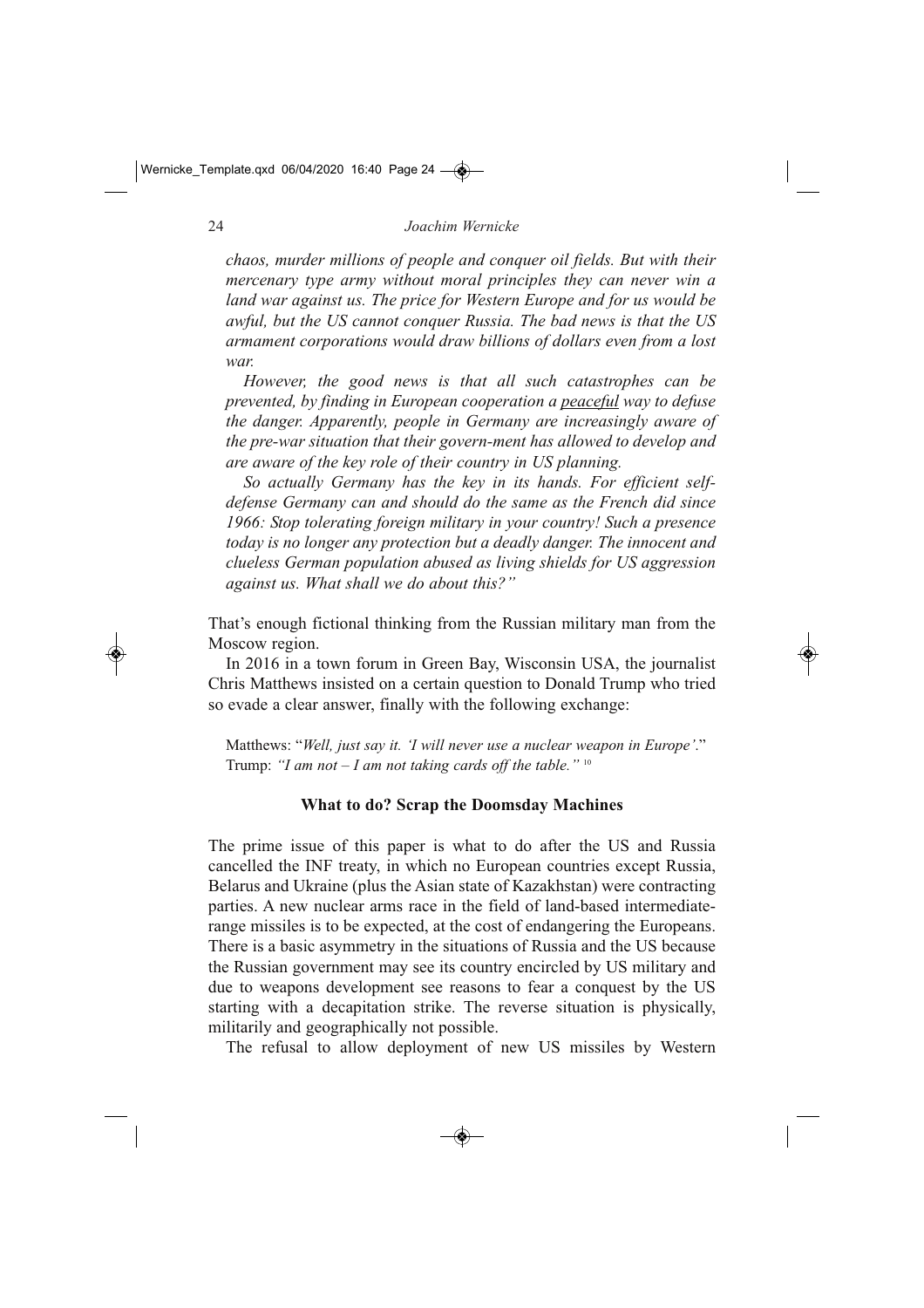*chaos, murder millions of people and conquer oil fields. But with their mercenary type army without moral principles they can never win a land war against us. The price for Western Europe and for us would be awful, but the US cannot conquer Russia. The bad news is that the US armament corporations would draw billions of dollars even from a lost war.*

*However, the good news is that all such catastrophes can be prevented, by finding in European cooperation a <u>peaceful</u> way to defuse the danger. Apparently, people in Germany are increasingly aware of the pre-war situation that their govern-ment has allowed to develop and are aware of the key role of their country in US planning.*

*So actually Germany has the key in its hands. For efficient self-defense Germany can and should do the same as the French did since 1966: Stop tolerating foreign military in your country! Such a presence today is no longer any protection but a deadly danger. The innocent and clueless German population abused as living shields for US aggression against us. What shall we do about this?"*

That's enough fictional thinking from the Russian military man from the Moscow region.

In 2016 in a town forum in Green Bay, Wisconsin USA, the journalist Chris Matthews insisted on a certain question to Donald Trump who tried so evade a clear answer, finally with the following exchange:

> Matthews: "*Well, just say it. 'I will never use a nuclear weapon in Europe'.*"
> Trump: *"I am not – I am not taking cards off the table."* [10]

### What to do? Scrap the Doomsday Machines

The prime issue of this paper is what to do after the US and Russia cancelled the INF treaty, in which no European countries except Russia, Belarus and Ukraine (plus the Asian state of Kazakhstan) were contracting parties. A new nuclear arms race in the field of land-based intermediate-range missiles is to be expected, at the cost of endangering the Europeans. There is a basic asymmetry in the situations of Russia and the US because the Russian government may see its country encircled by US military and due to weapons development see reasons to fear a conquest by the US starting with a decapitation strike. The reverse situation is physically, militarily and geographically not possible.

The refusal to allow deployment of new US missiles by Western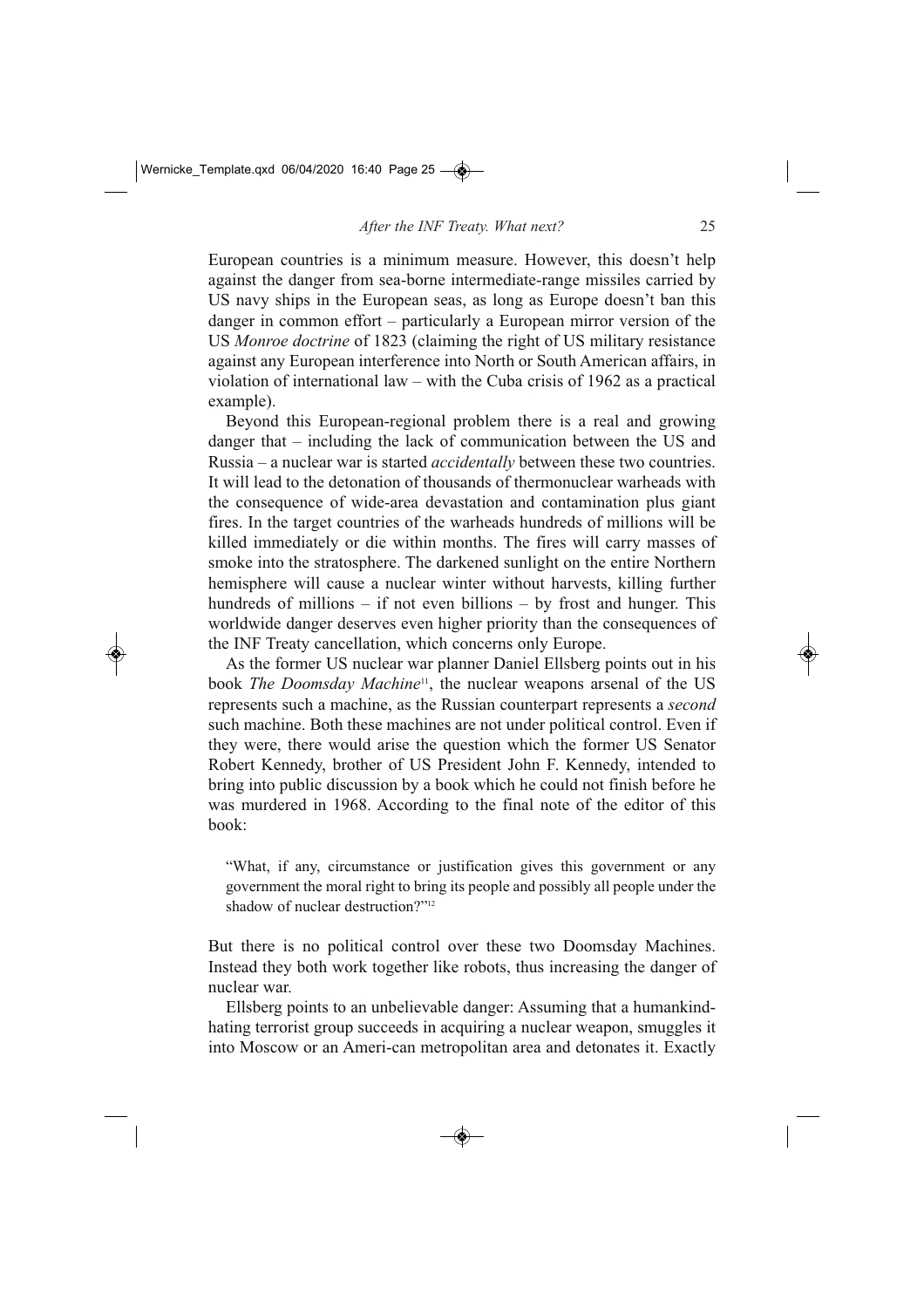European countries is a minimum measure. However, this doesn't help against the danger from sea-borne intermediate-range missiles carried by US navy ships in the European seas, as long as Europe doesn't ban this danger in common effort – particularly a European mirror version of the US *Monroe doctrine* of 1823 (claiming the right of US military resistance against any European interference into North or South American affairs, in violation of international law – with the Cuba crisis of 1962 as a practical example).

Beyond this European-regional problem there is a real and growing danger that – including the lack of communication between the US and Russia – a nuclear war is started *accidentally* between these two countries. It will lead to the detonation of thousands of thermonuclear warheads with the consequence of wide-area devastation and contamination plus giant fires. In the target countries of the warheads hundreds of millions will be killed immediately or die within months. The fires will carry masses of smoke into the stratosphere. The darkened sunlight on the entire Northern hemisphere will cause a nuclear winter without harvests, killing further hundreds of millions – if not even billions – by frost and hunger. This worldwide danger deserves even higher priority than the consequences of the INF Treaty cancellation, which concerns only Europe.

As the former US nuclear war planner Daniel Ellsberg points out in his book *The Doomsday Machine*[11], the nuclear weapons arsenal of the US represents such a machine, as the Russian counterpart represents a *second* such machine. Both these machines are not under political control. Even if they were, there would arise the question which the former US Senator Robert Kennedy, brother of US President John F. Kennedy, intended to bring into public discussion by a book which he could not finish before he was murdered in 1968. According to the final note of the editor of this book:

> "What, if any, circumstance or justification gives this government or any government the moral right to bring its people and possibly all people under the shadow of nuclear destruction?"[12]

But there is no political control over these two Doomsday Machines. Instead they both work together like robots, thus increasing the danger of nuclear war.

Ellsberg points to an unbelievable danger: Assuming that a humankind-hating terrorist group succeeds in acquiring a nuclear weapon, smuggles it into Moscow or an Ameri-can metropolitan area and detonates it. Exactly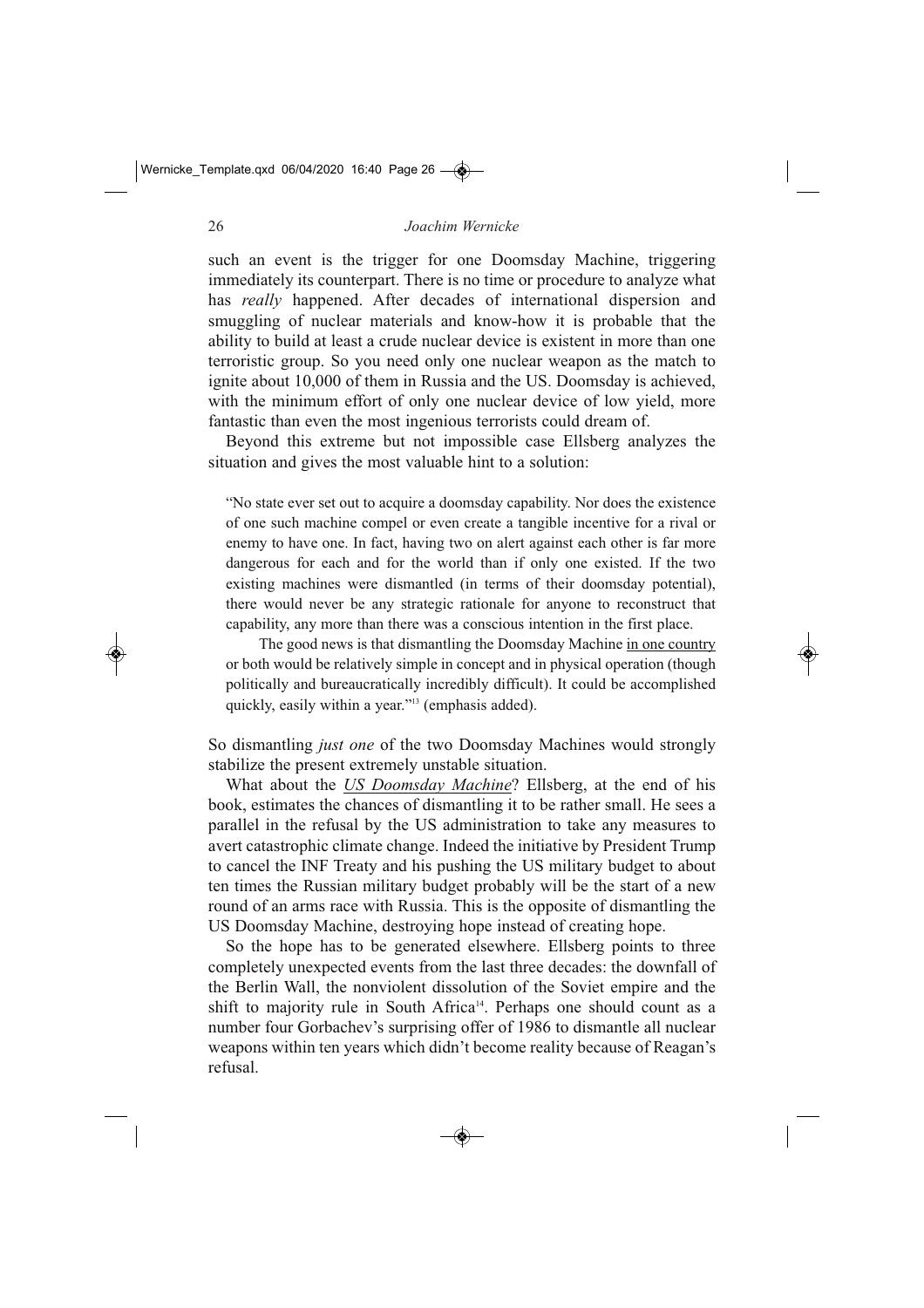such an event is the trigger for one Doomsday Machine, triggering immediately its counterpart. There is no time or procedure to analyze what has *really* happened. After decades of international dispersion and smuggling of nuclear materials and know-how it is probable that the ability to build at least a crude nuclear device is existent in more than one terroristic group. So you need only one nuclear weapon as the match to ignite about 10,000 of them in Russia and the US. Doomsday is achieved, with the minimum effort of only one nuclear device of low yield, more fantastic than even the most ingenious terrorists could dream of.

Beyond this extreme but not impossible case Ellsberg analyzes the situation and gives the most valuable hint to a solution:

> "No state ever set out to acquire a doomsday capability. Nor does the existence of one such machine compel or even create a tangible incentive for a rival or enemy to have one. In fact, having two on alert against each other is far more dangerous for each and for the world than if only one existed. If the two existing machines were dismantled (in terms of their doomsday potential), there would never be any strategic rationale for anyone to reconstruct that capability, any more than there was a conscious intention in the first place.
>
> The good news is that dismantling the Doomsday Machine <u>in one country</u> or both would be relatively simple in concept and in physical operation (though politically and bureaucratically incredibly difficult). It could be accomplished quickly, easily within a year."[13] (emphasis added).

So dismantling *just one* of the two Doomsday Machines would strongly stabilize the present extremely unstable situation.

What about the <u>*US Doomsday Machine*</u>? Ellsberg, at the end of his book, estimates the chances of dismantling it to be rather small. He sees a parallel in the refusal by the US administration to take any measures to avert catastrophic climate change. Indeed the initiative by President Trump to cancel the INF Treaty and his pushing the US military budget to about ten times the Russian military budget probably will be the start of a new round of an arms race with Russia. This is the opposite of dismantling the US Doomsday Machine, destroying hope instead of creating hope.

So the hope has to be generated elsewhere. Ellsberg points to three completely unexpected events from the last three decades: the downfall of the Berlin Wall, the nonviolent dissolution of the Soviet empire and the shift to majority rule in South Africa[14]. Perhaps one should count as a number four Gorbachev's surprising offer of 1986 to dismantle all nuclear weapons within ten years which didn't become reality because of Reagan's refusal.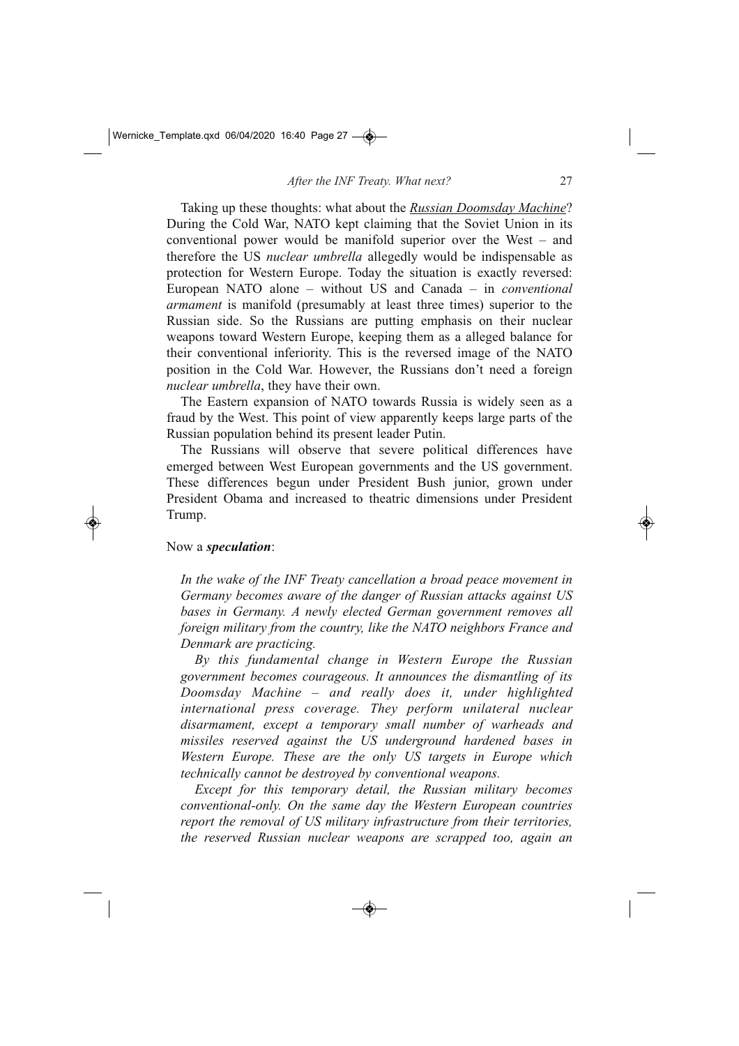Taking up these thoughts: what about the ***Russian Doomsday Machine***? During the Cold War, NATO kept claiming that the Soviet Union in its conventional power would be manifold superior over the West – and therefore the US *nuclear umbrella* allegedly would be indispensable as protection for Western Europe. Today the situation is exactly reversed: European NATO alone – without US and Canada – in *conventional armament* is manifold (presumably at least three times) superior to the Russian side. So the Russians are putting emphasis on their nuclear weapons toward Western Europe, keeping them as a alleged balance for their conventional inferiority. This is the reversed image of the NATO position in the Cold War. However, the Russians don't need a foreign *nuclear umbrella*, they have their own.

The Eastern expansion of NATO towards Russia is widely seen as a fraud by the West. This point of view apparently keeps large parts of the Russian population behind its present leader Putin.

The Russians will observe that severe political differences have emerged between West European governments and the US government. These differences begun under President Bush junior, grown under President Obama and increased to theatric dimensions under President Trump.

Now a ***speculation***:

> *In the wake of the INF Treaty cancellation a broad peace movement in Germany becomes aware of the danger of Russian attacks against US bases in Germany. A newly elected German government removes all foreign military from the country, like the NATO neighbors France and Denmark are practicing.*
>
> *By this fundamental change in Western Europe the Russian government becomes courageous. It announces the dismantling of its Doomsday Machine – and really does it, under highlighted international press coverage. They perform unilateral nuclear disarmament, except a temporary small number of warheads and missiles reserved against the US underground hardened bases in Western Europe. These are the only US targets in Europe which technically cannot be destroyed by conventional weapons.*
>
> *Except for this temporary detail, the Russian military becomes conventional-only. On the same day the Western European countries report the removal of US military infrastructure from their territories, the reserved Russian nuclear weapons are scrapped too, again an*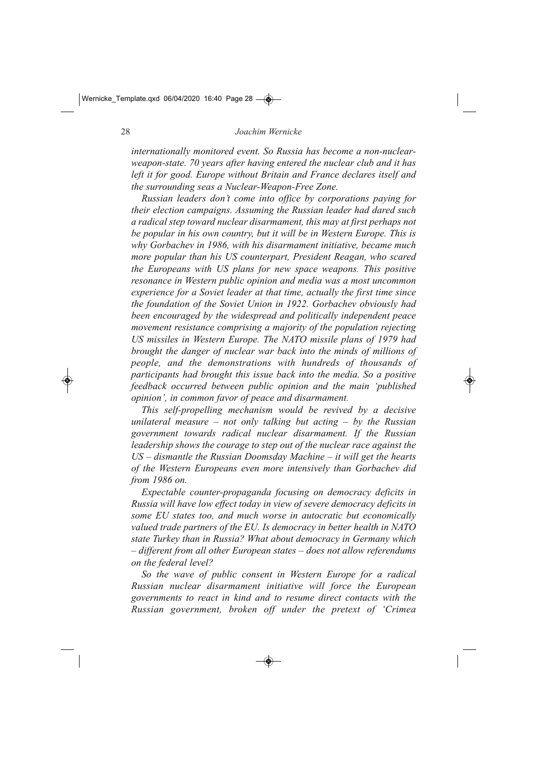*internationally monitored event. So Russia has become a non-nuclear-weapon-state. 70 years after having entered the nuclear club and it has left it for good. Europe without Britain and France declares itself and the surrounding seas a Nuclear-Weapon-Free Zone.*

*Russian leaders don't come into office by corporations paying for their election campaigns. Assuming the Russian leader had dared such a radical step toward nuclear disarmament, this may at first perhaps not be popular in his own country, but it will be in Western Europe. This is why Gorbachev in 1986, with his disarmament initiative, became much more popular than his US counterpart, President Reagan, who scared the Europeans with US plans for new space weapons. This positive resonance in Western public opinion and media was a most uncommon experience for a Soviet leader at that time, actually the first time since the foundation of the Soviet Union in 1922. Gorbachev obviously had been encouraged by the widespread and politically independent peace movement resistance comprising a majority of the population rejecting US missiles in Western Europe. The NATO missile plans of 1979 had brought the danger of nuclear war back into the minds of millions of people, and the demonstrations with hundreds of thousands of participants had brought this issue back into the media. So a positive feedback occurred between public opinion and the main 'published opinion', in common favor of peace and disarmament.*

*This self-propelling mechanism would be revived by a decisive unilateral measure – not only talking but acting – by the Russian government towards radical nuclear disarmament. If the Russian leadership shows the courage to step out of the nuclear race against the US – dismantle the Russian Doomsday Machine – it will get the hearts of the Western Europeans even more intensively than Gorbachev did from 1986 on.*

*Expectable counter-propaganda focusing on democracy deficits in Russia will have low effect today in view of severe democracy deficits in some EU states too, and much worse in autocratic but economically valued trade partners of the EU. Is democracy in better health in NATO state Turkey than in Russia? What about democracy in Germany which – different from all other European states – does not allow referendums on the federal level?*

*So the wave of public consent in Western Europe for a radical Russian nuclear disarmament initiative will force the European governments to react in kind and to resume direct contacts with the Russian government, broken off under the pretext of 'Crimea*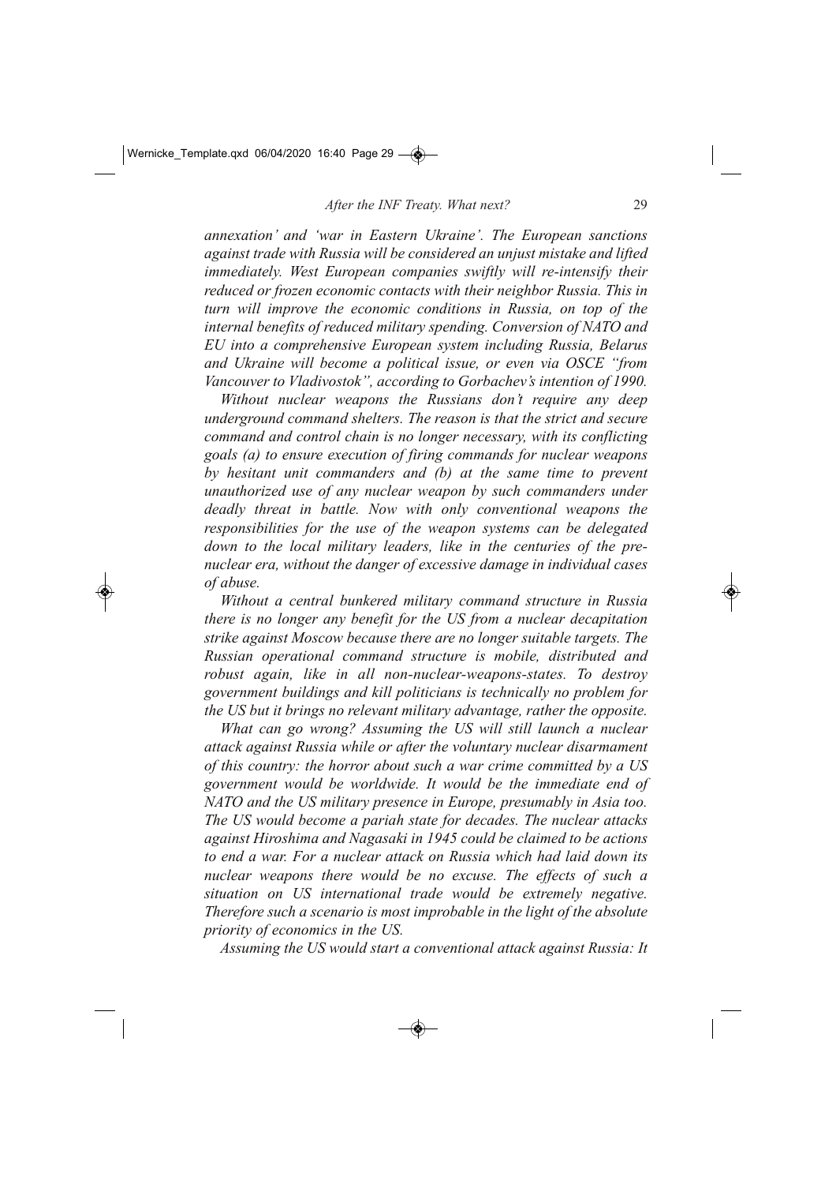*annexation' and 'war in Eastern Ukraine'. The European sanctions against trade with Russia will be considered an unjust mistake and lifted immediately. West European companies swiftly will re-intensify their reduced or frozen economic contacts with their neighbor Russia. This in turn will improve the economic conditions in Russia, on top of the internal benefits of reduced military spending. Conversion of NATO and EU into a comprehensive European system including Russia, Belarus and Ukraine will become a political issue, or even via OSCE "from Vancouver to Vladivostok", according to Gorbachev's intention of 1990.*

*Without nuclear weapons the Russians don't require any deep underground command shelters. The reason is that the strict and secure command and control chain is no longer necessary, with its conflicting goals (a) to ensure execution of firing commands for nuclear weapons by hesitant unit commanders and (b) at the same time to prevent unauthorized use of any nuclear weapon by such commanders under deadly threat in battle. Now with only conventional weapons the responsibilities for the use of the weapon systems can be delegated down to the local military leaders, like in the centuries of the pre-nuclear era, without the danger of excessive damage in individual cases of abuse.*

*Without a central bunkered military command structure in Russia there is no longer any benefit for the US from a nuclear decapitation strike against Moscow because there are no longer suitable targets. The Russian operational command structure is mobile, distributed and robust again, like in all non-nuclear-weapons-states. To destroy government buildings and kill politicians is technically no problem for the US but it brings no relevant military advantage, rather the opposite.*

*What can go wrong? Assuming the US will still launch a nuclear attack against Russia while or after the voluntary nuclear disarmament of this country: the horror about such a war crime committed by a US government would be worldwide. It would be the immediate end of NATO and the US military presence in Europe, presumably in Asia too. The US would become a pariah state for decades. The nuclear attacks against Hiroshima and Nagasaki in 1945 could be claimed to be actions to end a war. For a nuclear attack on Russia which had laid down its nuclear weapons there would be no excuse. The effects of such a situation on US international trade would be extremely negative. Therefore such a scenario is most improbable in the light of the absolute priority of economics in the US.*

*Assuming the US would start a conventional attack against Russia: It*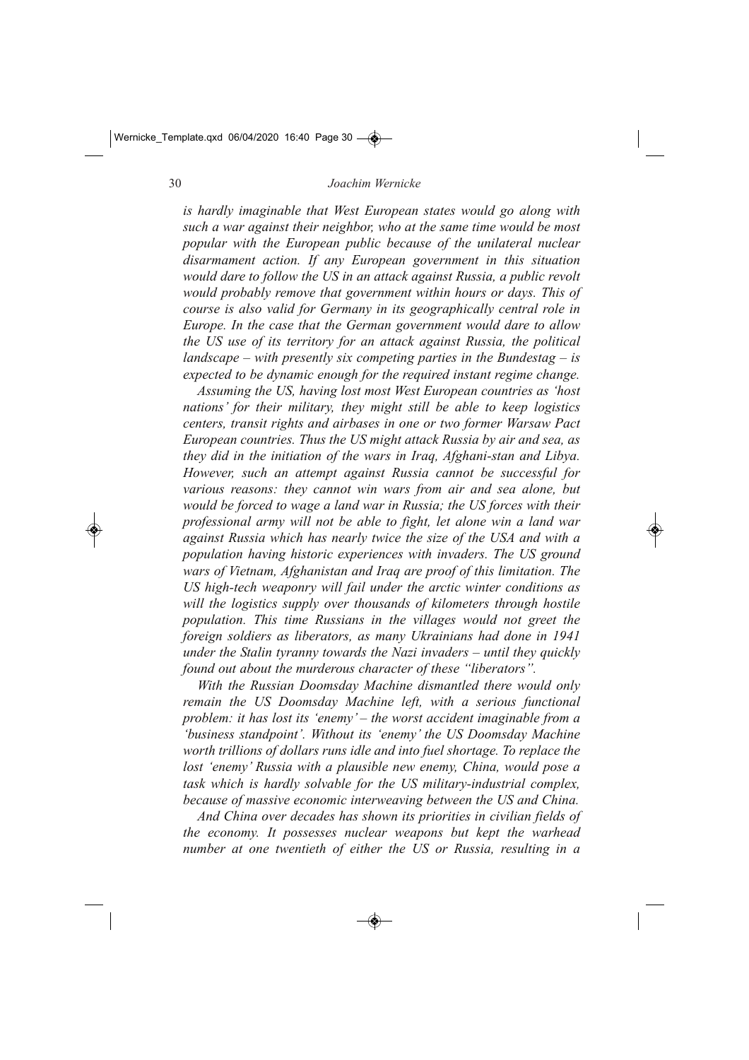*is hardly imaginable that West European states would go along with such a war against their neighbor, who at the same time would be most popular with the European public because of the unilateral nuclear disarmament action. If any European government in this situation would dare to follow the US in an attack against Russia, a public revolt would probably remove that government within hours or days. This of course is also valid for Germany in its geographically central role in Europe. In the case that the German government would dare to allow the US use of its territory for an attack against Russia, the political landscape – with presently six competing parties in the Bundestag – is expected to be dynamic enough for the required instant regime change.*

*Assuming the US, having lost most West European countries as 'host nations' for their military, they might still be able to keep logistics centers, transit rights and airbases in one or two former Warsaw Pact European countries. Thus the US might attack Russia by air and sea, as they did in the initiation of the wars in Iraq, Afghani-stan and Libya. However, such an attempt against Russia cannot be successful for various reasons: they cannot win wars from air and sea alone, but would be forced to wage a land war in Russia; the US forces with their professional army will not be able to fight, let alone win a land war against Russia which has nearly twice the size of the USA and with a population having historic experiences with invaders. The US ground wars of Vietnam, Afghanistan and Iraq are proof of this limitation. The US high-tech weaponry will fail under the arctic winter conditions as will the logistics supply over thousands of kilometers through hostile population. This time Russians in the villages would not greet the foreign soldiers as liberators, as many Ukrainians had done in 1941 under the Stalin tyranny towards the Nazi invaders – until they quickly found out about the murderous character of these "liberators".*

*With the Russian Doomsday Machine dismantled there would only remain the US Doomsday Machine left, with a serious functional problem: it has lost its 'enemy' – the worst accident imaginable from a 'business standpoint'. Without its 'enemy' the US Doomsday Machine worth trillions of dollars runs idle and into fuel shortage. To replace the lost 'enemy' Russia with a plausible new enemy, China, would pose a task which is hardly solvable for the US military-industrial complex, because of massive economic interweaving between the US and China.*

*And China over decades has shown its priorities in civilian fields of the economy. It possesses nuclear weapons but kept the warhead number at one twentieth of either the US or Russia, resulting in a*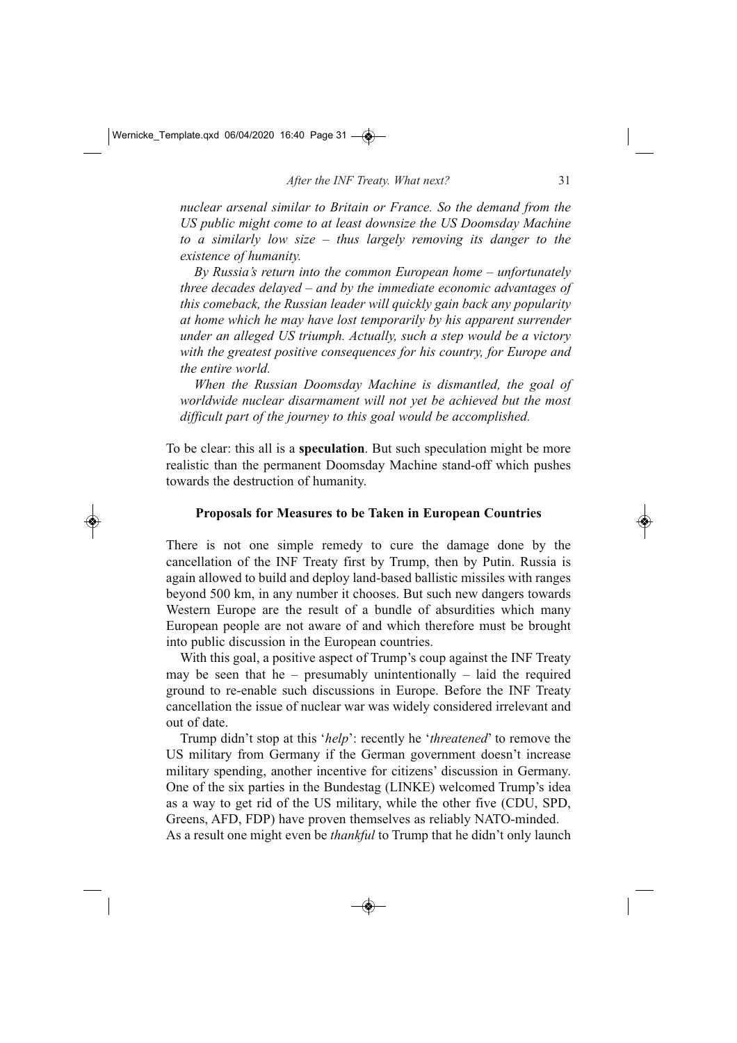*nuclear arsenal similar to Britain or France. So the demand from the US public might come to at least downsize the US Doomsday Machine to a similarly low size – thus largely removing its danger to the existence of humanity.*

*By Russia's return into the common European home – unfortunately three decades delayed – and by the immediate economic advantages of this comeback, the Russian leader will quickly gain back any popularity at home which he may have lost temporarily by his apparent surrender under an alleged US triumph. Actually, such a step would be a victory with the greatest positive consequences for his country, for Europe and the entire world.*

*When the Russian Doomsday Machine is dismantled, the goal of worldwide nuclear disarmament will not yet be achieved but the most difficult part of the journey to this goal would be accomplished.*

To be clear: this all is a **speculation**. But such speculation might be more realistic than the permanent Doomsday Machine stand-off which pushes towards the destruction of humanity.

### Proposals for Measures to be Taken in European Countries

There is not one simple remedy to cure the damage done by the cancellation of the INF Treaty first by Trump, then by Putin. Russia is again allowed to build and deploy land-based ballistic missiles with ranges beyond 500 km, in any number it chooses. But such new dangers towards Western Europe are the result of a bundle of absurdities which many European people are not aware of and which therefore must be brought into public discussion in the European countries.

With this goal, a positive aspect of Trump's coup against the INF Treaty may be seen that he – presumably unintentionally – laid the required ground to re-enable such discussions in Europe. Before the INF Treaty cancellation the issue of nuclear war was widely considered irrelevant and out of date.

Trump didn't stop at this '*help*': recently he '*threatened*' to remove the US military from Germany if the German government doesn't increase military spending, another incentive for citizens' discussion in Germany. One of the six parties in the Bundestag (LINKE) welcomed Trump's idea as a way to get rid of the US military, while the other five (CDU, SPD, Greens, AFD, FDP) have proven themselves as reliably NATO-minded. As a result one might even be *thankful* to Trump that he didn't only launch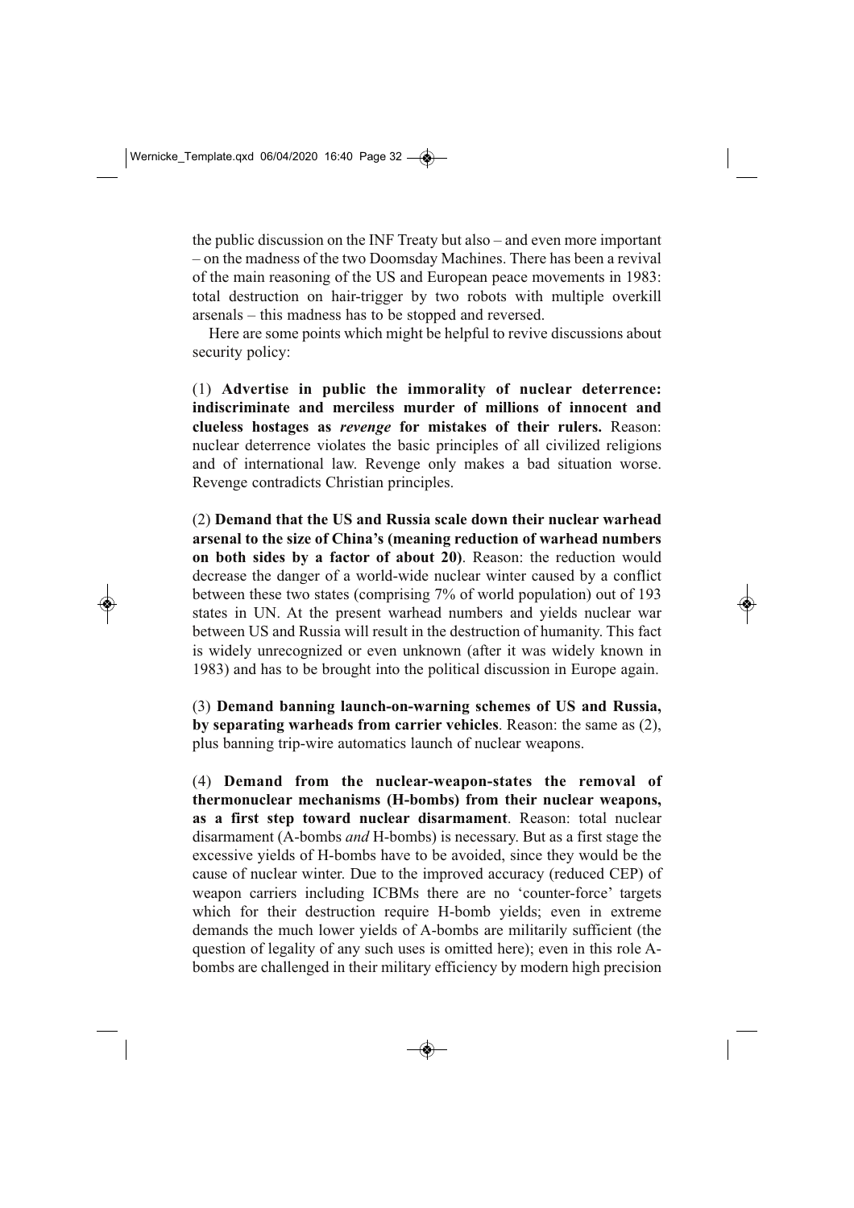the public discussion on the INF Treaty but also – and even more important – on the madness of the two Doomsday Machines. There has been a revival of the main reasoning of the US and European peace movements in 1983: total destruction on hair-trigger by two robots with multiple overkill arsenals – this madness has to be stopped and reversed.

Here are some points which might be helpful to revive discussions about security policy:

(1) **Advertise in public the immorality of nuclear deterrence: indiscriminate and merciless murder of millions of innocent and clueless hostages as *revenge* for mistakes of their rulers.** Reason: nuclear deterrence violates the basic principles of all civilized religions and of international law. Revenge only makes a bad situation worse. Revenge contradicts Christian principles.

(2) **Demand that the US and Russia scale down their nuclear warhead arsenal to the size of China's (meaning reduction of warhead numbers on both sides by a factor of about 20)**. Reason: the reduction would decrease the danger of a world-wide nuclear winter caused by a conflict between these two states (comprising 7% of world population) out of 193 states in UN. At the present warhead numbers and yields nuclear war between US and Russia will result in the destruction of humanity. This fact is widely unrecognized or even unknown (after it was widely known in 1983) and has to be brought into the political discussion in Europe again.

(3) **Demand banning launch-on-warning schemes of US and Russia, by separating warheads from carrier vehicles**. Reason: the same as (2), plus banning trip-wire automatics launch of nuclear weapons.

(4) **Demand from the nuclear-weapon-states the removal of thermonuclear mechanisms (H-bombs) from their nuclear weapons, as a first step toward nuclear disarmament**. Reason: total nuclear disarmament (A-bombs *and* H-bombs) is necessary. But as a first stage the excessive yields of H-bombs have to be avoided, since they would be the cause of nuclear winter. Due to the improved accuracy (reduced CEP) of weapon carriers including ICBMs there are no 'counter-force' targets which for their destruction require H-bomb yields; even in extreme demands the much lower yields of A-bombs are militarily sufficient (the question of legality of any such uses is omitted here); even in this role A-bombs are challenged in their military efficiency by modern high precision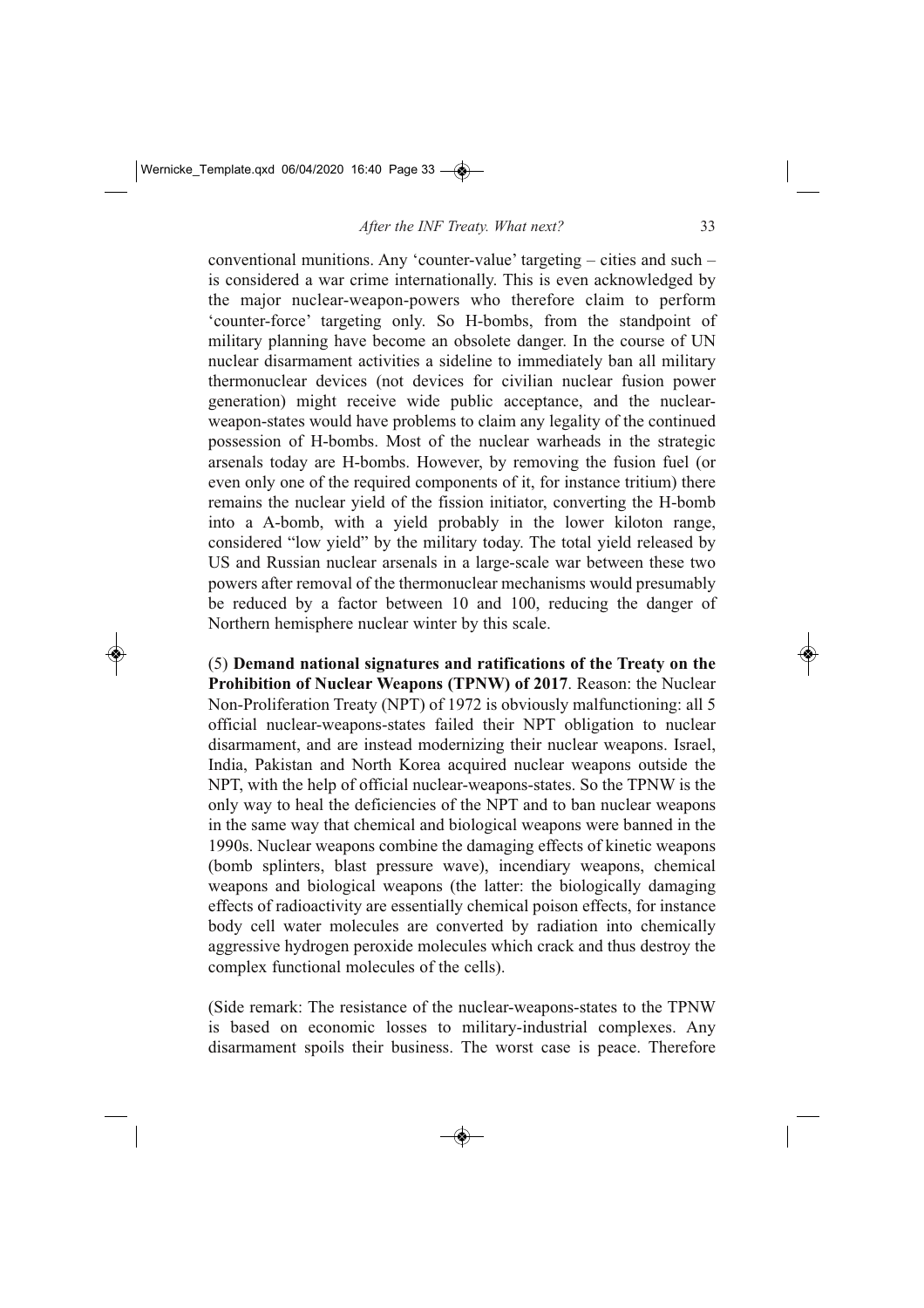conventional munitions. Any 'counter-value' targeting – cities and such – is considered a war crime internationally. This is even acknowledged by the major nuclear-weapon-powers who therefore claim to perform 'counter-force' targeting only. So H-bombs, from the standpoint of military planning have become an obsolete danger. In the course of UN nuclear disarmament activities a sideline to immediately ban all military thermonuclear devices (not devices for civilian nuclear fusion power generation) might receive wide public acceptance, and the nuclear-weapon-states would have problems to claim any legality of the continued possession of H-bombs. Most of the nuclear warheads in the strategic arsenals today are H-bombs. However, by removing the fusion fuel (or even only one of the required components of it, for instance tritium) there remains the nuclear yield of the fission initiator, converting the H-bomb into a A-bomb, with a yield probably in the lower kiloton range, considered "low yield" by the military today. The total yield released by US and Russian nuclear arsenals in a large-scale war between these two powers after removal of the thermonuclear mechanisms would presumably be reduced by a factor between 10 and 100, reducing the danger of Northern hemisphere nuclear winter by this scale.

(5) **Demand national signatures and ratifications of the Treaty on the Prohibition of Nuclear Weapons (TPNW) of 2017**. Reason: the Nuclear Non-Proliferation Treaty (NPT) of 1972 is obviously malfunctioning: all 5 official nuclear-weapons-states failed their NPT obligation to nuclear disarmament, and are instead modernizing their nuclear weapons. Israel, India, Pakistan and North Korea acquired nuclear weapons outside the NPT, with the help of official nuclear-weapons-states. So the TPNW is the only way to heal the deficiencies of the NPT and to ban nuclear weapons in the same way that chemical and biological weapons were banned in the 1990s. Nuclear weapons combine the damaging effects of kinetic weapons (bomb splinters, blast pressure wave), incendiary weapons, chemical weapons and biological weapons (the latter: the biologically damaging effects of radioactivity are essentially chemical poison effects, for instance body cell water molecules are converted by radiation into chemically aggressive hydrogen peroxide molecules which crack and thus destroy the complex functional molecules of the cells).

(Side remark: The resistance of the nuclear-weapons-states to the TPNW is based on economic losses to military-industrial complexes. Any disarmament spoils their business. The worst case is peace. Therefore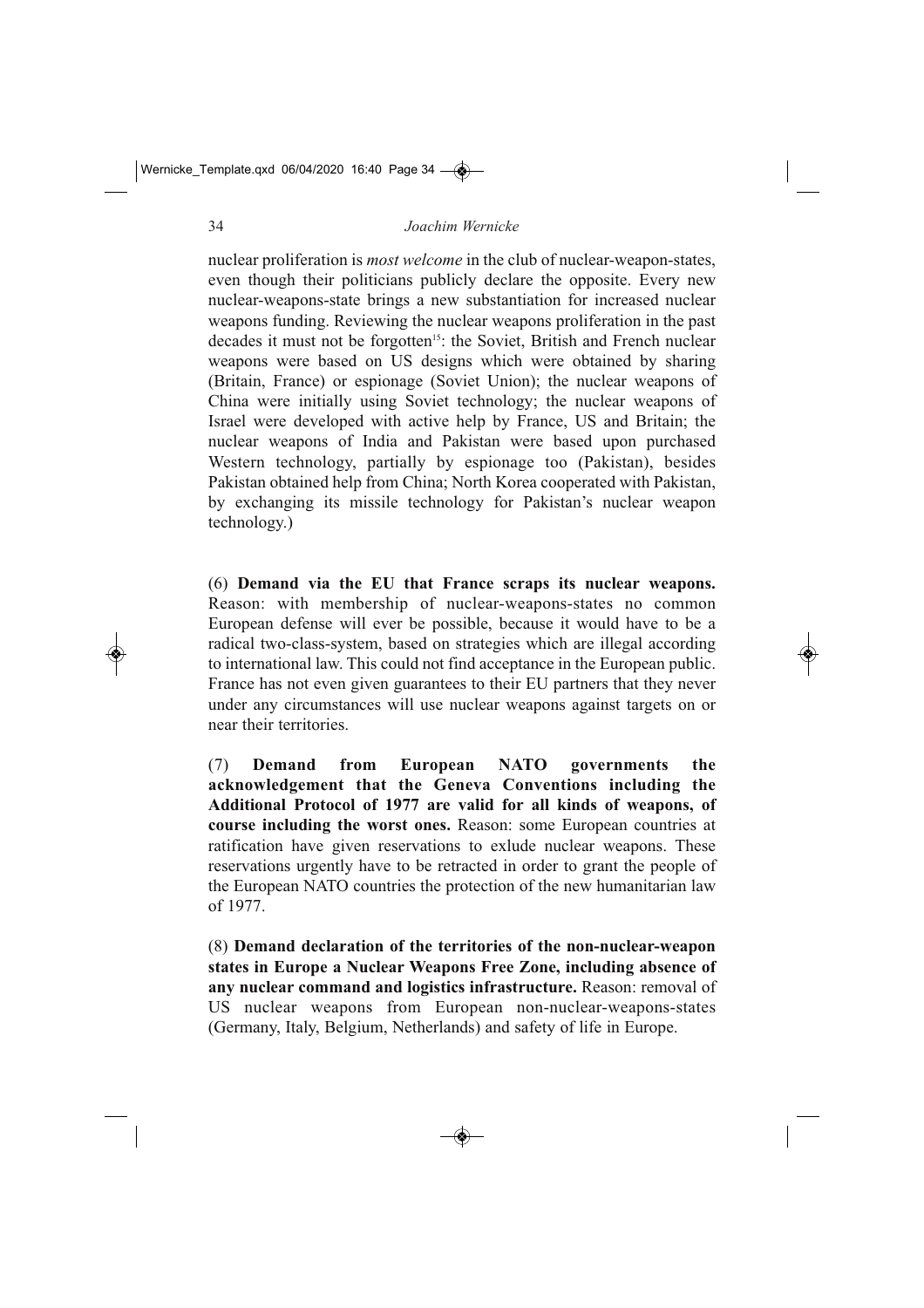nuclear proliferation is *most welcome* in the club of nuclear-weapon-states, even though their politicians publicly declare the opposite. Every new nuclear-weapons-state brings a new substantiation for increased nuclear weapons funding. Reviewing the nuclear weapons proliferation in the past decades it must not be forgotten[15]: the Soviet, British and French nuclear weapons were based on US designs which were obtained by sharing (Britain, France) or espionage (Soviet Union); the nuclear weapons of China were initially using Soviet technology; the nuclear weapons of Israel were developed with active help by France, US and Britain; the nuclear weapons of India and Pakistan were based upon purchased Western technology, partially by espionage too (Pakistan), besides Pakistan obtained help from China; North Korea cooperated with Pakistan, by exchanging its missile technology for Pakistan's nuclear weapon technology.)

(6) **Demand via the EU that France scraps its nuclear weapons.** Reason: with membership of nuclear-weapons-states no common European defense will ever be possible, because it would have to be a radical two-class-system, based on strategies which are illegal according to international law. This could not find acceptance in the European public. France has not even given guarantees to their EU partners that they never under any circumstances will use nuclear weapons against targets on or near their territories.

(7) **Demand from European NATO governments the acknowledgement that the Geneva Conventions including the Additional Protocol of 1977 are valid for all kinds of weapons, of course including the worst ones.** Reason: some European countries at ratification have given reservations to exlude nuclear weapons. These reservations urgently have to be retracted in order to grant the people of the European NATO countries the protection of the new humanitarian law of 1977.

(8) **Demand declaration of the territories of the non-nuclear-weapon states in Europe a Nuclear Weapons Free Zone, including absence of any nuclear command and logistics infrastructure.** Reason: removal of US nuclear weapons from European non-nuclear-weapons-states (Germany, Italy, Belgium, Netherlands) and safety of life in Europe.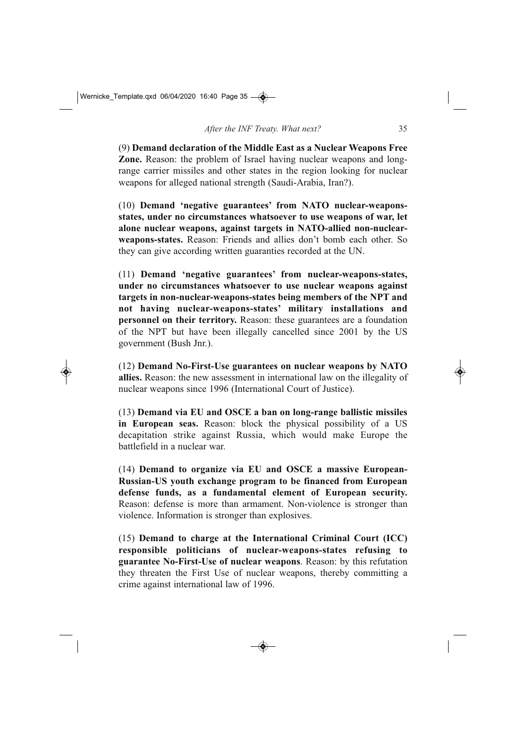(9) **Demand declaration of the Middle East as a Nuclear Weapons Free Zone.** Reason: the problem of Israel having nuclear weapons and long-range carrier missiles and other states in the region looking for nuclear weapons for alleged national strength (Saudi-Arabia, Iran?).

(10) **Demand 'negative guarantees' from NATO nuclear-weapons-states, under no circumstances whatsoever to use weapons of war, let alone nuclear weapons, against targets in NATO-allied non-nuclear-weapons-states.** Reason: Friends and allies don't bomb each other. So they can give according written guaranties recorded at the UN.

(11) **Demand 'negative guarantees' from nuclear-weapons-states, under no circumstances whatsoever to use nuclear weapons against targets in non-nuclear-weapons-states being members of the NPT and not having nuclear-weapons-states' military installations and personnel on their territory.** Reason: these guarantees are a foundation of the NPT but have been illegally cancelled since 2001 by the US government (Bush Jnr.).

(12) **Demand No-First-Use guarantees on nuclear weapons by NATO allies.** Reason: the new assessment in international law on the illegality of nuclear weapons since 1996 (International Court of Justice).

(13) **Demand via EU and OSCE a ban on long-range ballistic missiles in European seas.** Reason: block the physical possibility of a US decapitation strike against Russia, which would make Europe the battlefield in a nuclear war.

(14) **Demand to organize via EU and OSCE a massive European-Russian-US youth exchange program to be financed from European defense funds, as a fundamental element of European security.** Reason: defense is more than armament. Non-violence is stronger than violence. Information is stronger than explosives.

(15) **Demand to charge at the International Criminal Court (ICC) responsible politicians of nuclear-weapons-states refusing to guarantee No-First-Use of nuclear weapons**. Reason: by this refutation they threaten the First Use of nuclear weapons, thereby committing a crime against international law of 1996.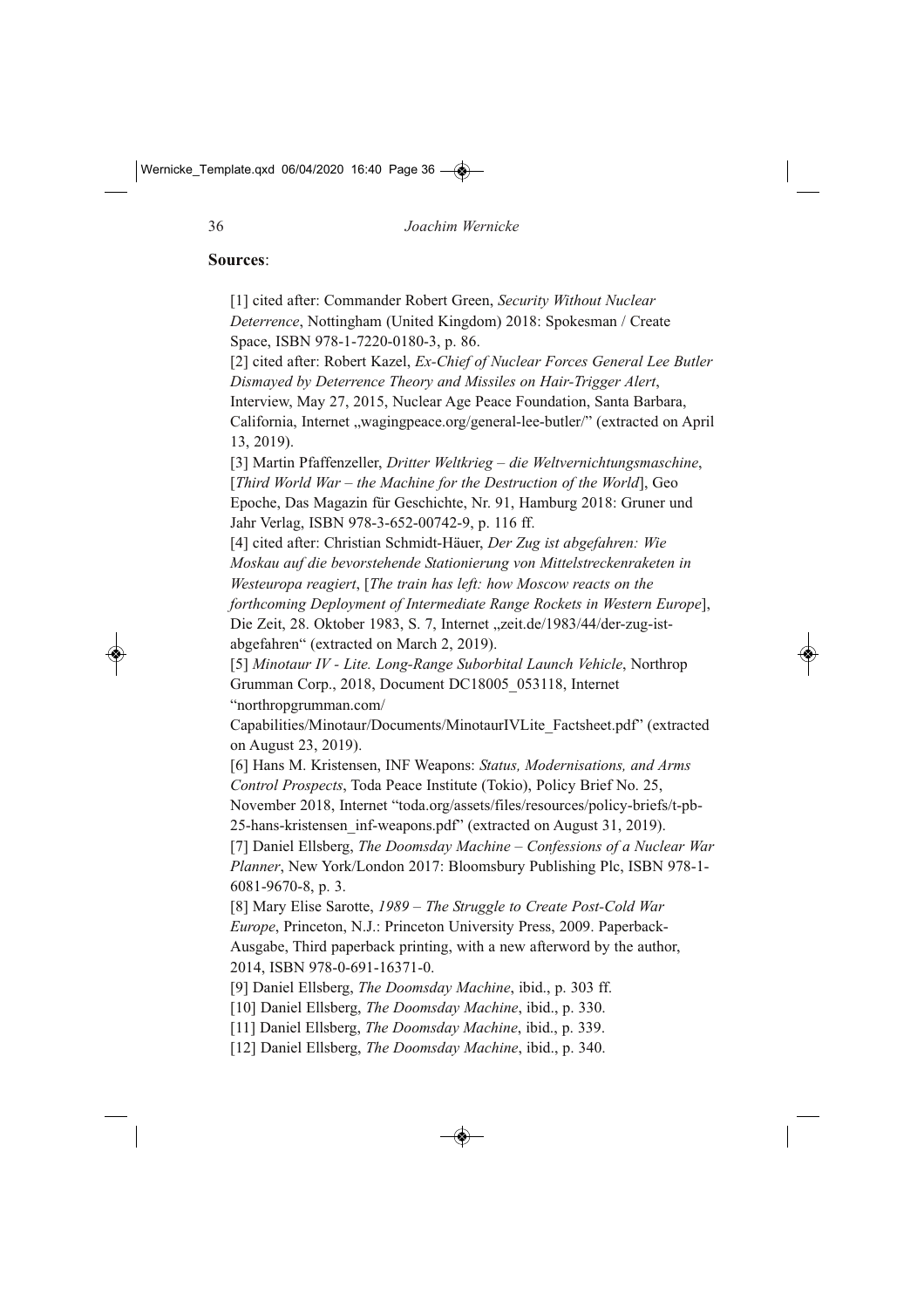**Sources**:

[1] cited after: Commander Robert Green, *Security Without Nuclear Deterrence*, Nottingham (United Kingdom) 2018: Spokesman / Create Space, ISBN 978-1-7220-0180-3, p. 86.

[2] cited after: Robert Kazel, *Ex-Chief of Nuclear Forces General Lee Butler Dismayed by Deterrence Theory and Missiles on Hair-Trigger Alert*, Interview, May 27, 2015, Nuclear Age Peace Foundation, Santa Barbara, California, Internet „wagingpeace.org/general-lee-butler/" (extracted on April 13, 2019).

[3] Martin Pfaffenzeller, *Dritter Weltkrieg – die Weltvernichtungsmaschine*, [*Third World War – the Machine for the Destruction of the World*], Geo Epoche, Das Magazin für Geschichte, Nr. 91, Hamburg 2018: Gruner und Jahr Verlag, ISBN 978-3-652-00742-9, p. 116 ff.

[4] cited after: Christian Schmidt-Häuer, *Der Zug ist abgefahren: Wie Moskau auf die bevorstehende Stationierung von Mittelstreckenraketen in Westeuropa reagiert*, [*The train has left: how Moscow reacts on the forthcoming Deployment of Intermediate Range Rockets in Western Europe*], Die Zeit, 28. Oktober 1983, S. 7, Internet „zeit.de/1983/44/der-zug-ist-abgefahren" (extracted on March 2, 2019).

[5] *Minotaur IV - Lite. Long-Range Suborbital Launch Vehicle*, Northrop Grumman Corp., 2018, Document DC18005_053118, Internet "northropgrumman.com/Capabilities/Minotaur/Documents/MinotaurIVLite_Factsheet.pdf" (extracted on August 23, 2019).

[6] Hans M. Kristensen, INF Weapons: *Status, Modernisations, and Arms Control Prospects*, Toda Peace Institute (Tokio), Policy Brief No. 25, November 2018, Internet "toda.org/assets/files/resources/policy-briefs/t-pb-25-hans-kristensen_inf-weapons.pdf" (extracted on August 31, 2019).

[7] Daniel Ellsberg, *The Doomsday Machine – Confessions of a Nuclear War Planner*, New York/London 2017: Bloomsbury Publishing Plc, ISBN 978-1-6081-9670-8, p. 3.

[8] Mary Elise Sarotte, *1989 – The Struggle to Create Post-Cold War Europe*, Princeton, N.J.: Princeton University Press, 2009. Paperback-Ausgabe, Third paperback printing, with a new afterword by the author, 2014, ISBN 978-0-691-16371-0.

[9] Daniel Ellsberg, *The Doomsday Machine*, ibid., p. 303 ff.

[10] Daniel Ellsberg, *The Doomsday Machine*, ibid., p. 330.

[11] Daniel Ellsberg, *The Doomsday Machine*, ibid., p. 339.

[12] Daniel Ellsberg, *The Doomsday Machine*, ibid., p. 340.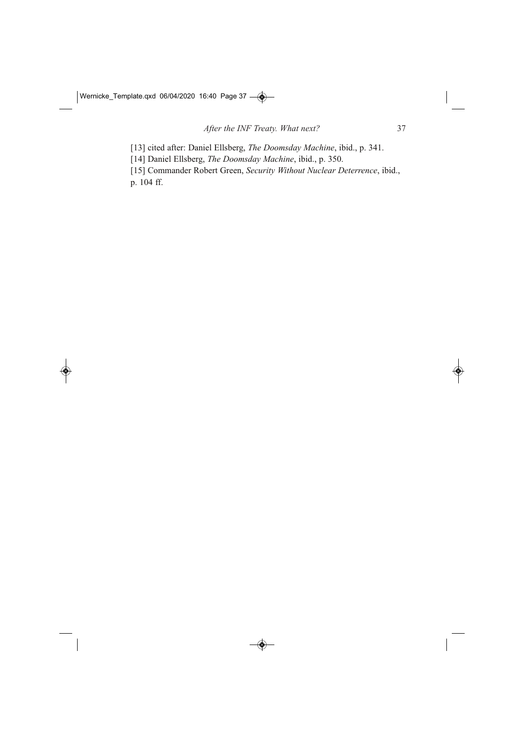[13] cited after: Daniel Ellsberg, *The Doomsday Machine*, ibid., p. 341.

[14] Daniel Ellsberg, *The Doomsday Machine*, ibid., p. 350.

[15] Commander Robert Green, *Security Without Nuclear Deterrence*, ibid., p. 104 ff.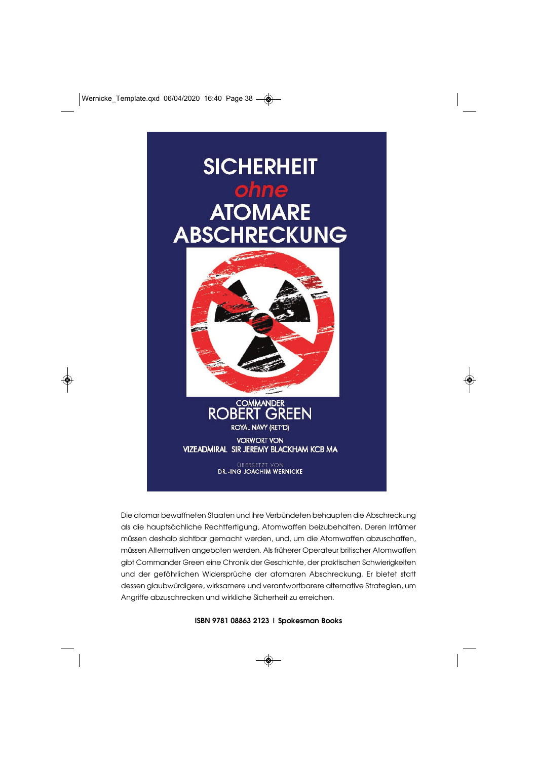# SICHERHEIT *ohne* ATOMARE ABSCHRECKUNG

COMMANDER
ROBERT GREEN
ROYAL NAVY (RET'D)

VORWORT VON
VIZEADMIRAL SIR JEREMY BLACKHAM KCB MA

ÜBERSETZT VON
DR.-ING JOACHIM WERNICKE

Die atomar bewaffneten Staaten und ihre Verbündeten behaupten die Abschreckung als die hauptsächliche Rechtfertigung, Atomwaffen beizubehalten. Deren Irrtümer müssen deshalb sichtbar gemacht werden, und, um die Atomwaffen abzuschaffen, müssen Alternativen angeboten werden. Als früherer Operateur britischer Atomwaffen gibt Commander Green eine Chronik der Geschichte, der praktischen Schwierigkeiten und der gefährlichen Widersprüche der atomaren Abschreckung. Er bietet statt dessen glaubwürdigere, wirksamere und verantwortbarere alternative Strategien, um Angriffe abzuschrecken und wirkliche Sicherheit zu erreichen.

**ISBN 9781 08863 2123 | Spokesman Books**